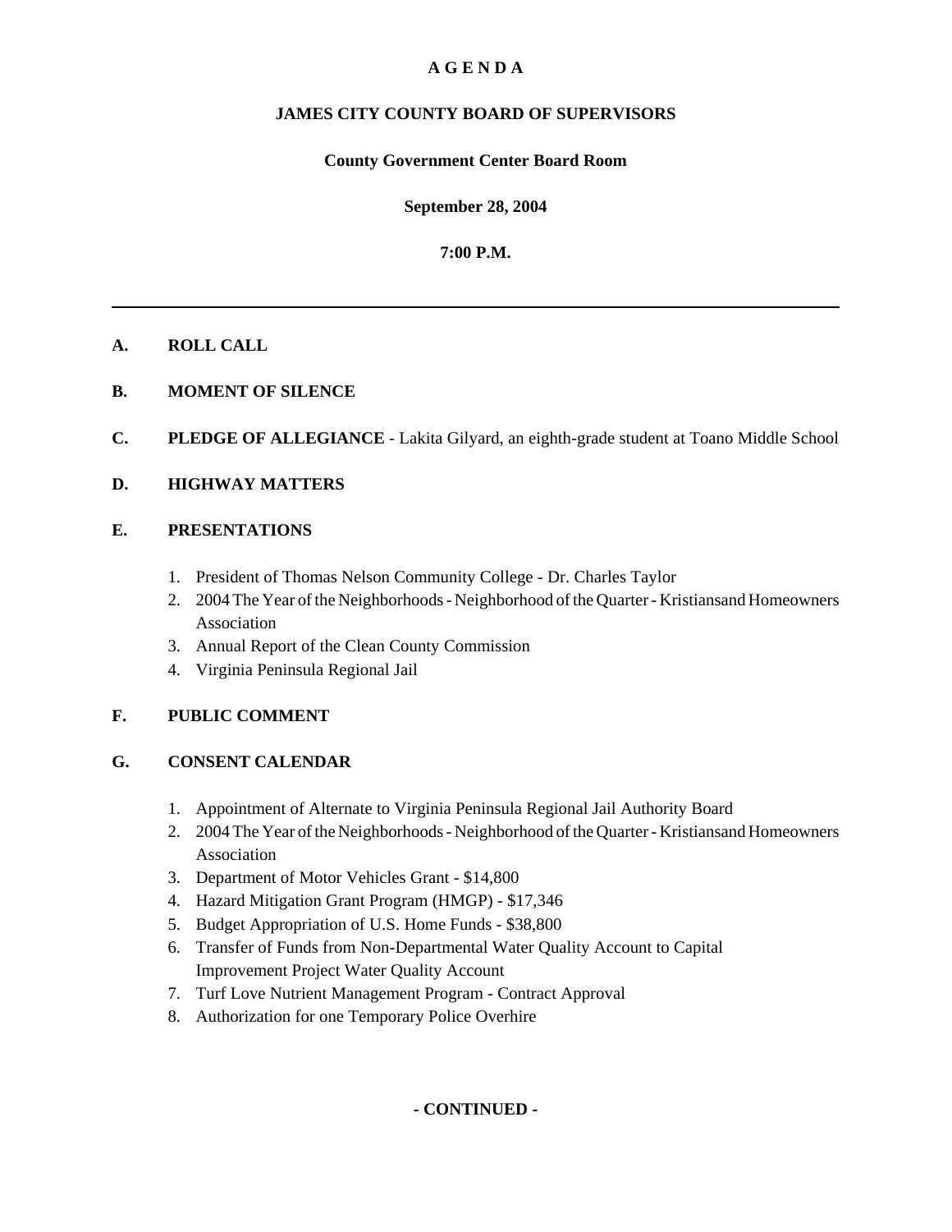# A G E N D A

## JAMES CITY COUNTY BOARD OF SUPERVISORS

**County Government Center Board Room**

**September 28, 2004**

**7:00 P.M.**

---

**A. ROLL CALL**

**B. MOMENT OF SILENCE**

**C. PLEDGE OF ALLEGIANCE** - Lakita Gilyard, an eighth-grade student at Toano Middle School

**D. HIGHWAY MATTERS**

**E. PRESENTATIONS**

1. President of Thomas Nelson Community College - Dr. Charles Taylor
2. 2004 The Year of the Neighborhoods - Neighborhood of the Quarter - Kristiansand Homeowners Association
3. Annual Report of the Clean County Commission
4. Virginia Peninsula Regional Jail

**F. PUBLIC COMMENT**

**G. CONSENT CALENDAR**

1. Appointment of Alternate to Virginia Peninsula Regional Jail Authority Board
2. 2004 The Year of the Neighborhoods - Neighborhood of the Quarter - Kristiansand Homeowners Association
3. Department of Motor Vehicles Grant - $14,800
4. Hazard Mitigation Grant Program (HMGP) - $17,346
5. Budget Appropriation of U.S. Home Funds - $38,800
6. Transfer of Funds from Non-Departmental Water Quality Account to Capital Improvement Project Water Quality Account
7. Turf Love Nutrient Management Program - Contract Approval
8. Authorization for one Temporary Police Overhire

**- CONTINUED -**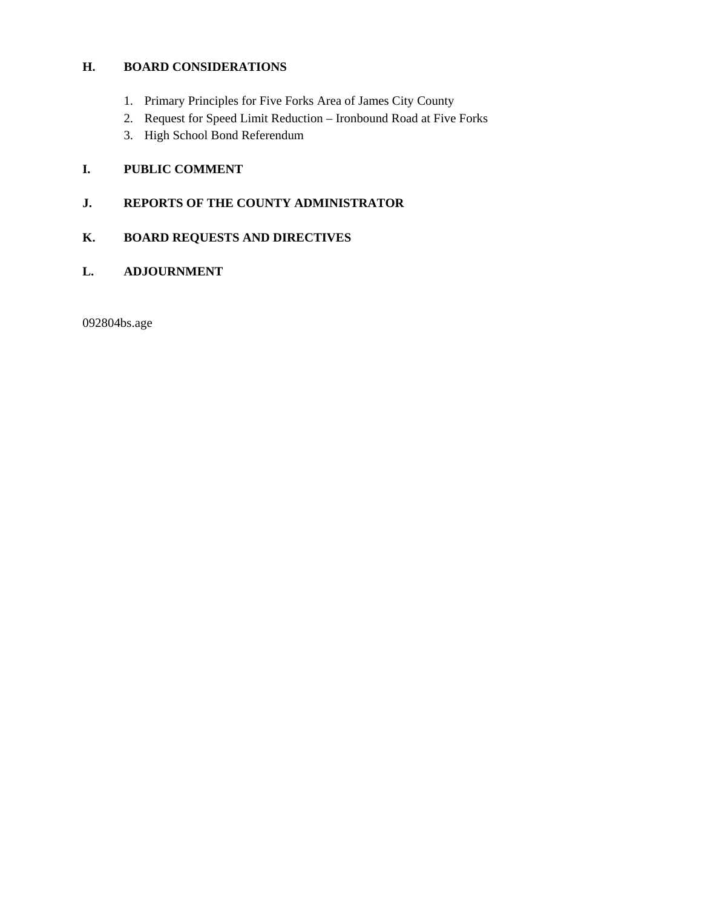## H. BOARD CONSIDERATIONS

1. Primary Principles for Five Forks Area of James City County
2. Request for Speed Limit Reduction – Ironbound Road at Five Forks
3. High School Bond Referendum

## I. PUBLIC COMMENT

## J. REPORTS OF THE COUNTY ADMINISTRATOR

## K. BOARD REQUESTS AND DIRECTIVES

## L. ADJOURNMENT

092804bs.age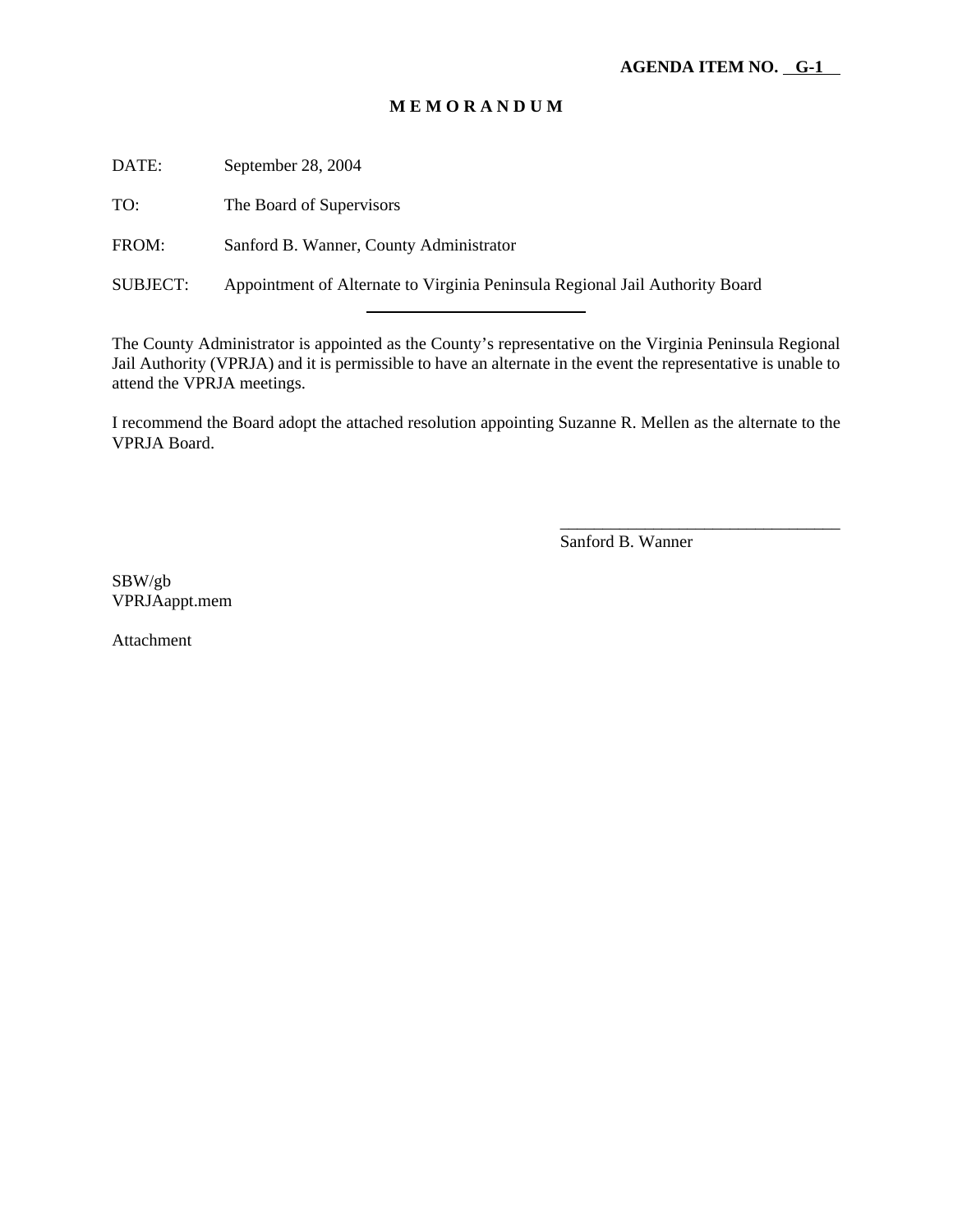**AGENDA ITEM NO. G-1**

**M E M O R A N D U M**

DATE: September 28, 2004

TO: The Board of Supervisors

FROM: Sanford B. Wanner, County Administrator

SUBJECT: Appointment of Alternate to Virginia Peninsula Regional Jail Authority Board

---

The County Administrator is appointed as the County's representative on the Virginia Peninsula Regional Jail Authority (VPRJA) and it is permissible to have an alternate in the event the representative is unable to attend the VPRJA meetings.

I recommend the Board adopt the attached resolution appointing Suzanne R. Mellen as the alternate to the VPRJA Board.

\_\_\_\_\_\_\_\_\_\_\_\_\_\_\_\_\_\_\_\_\_\_\_\_\_\_\_\_\_\_\_\_\_

Sanford B. Wanner

SBW/gb
VPRJAappt.mem

Attachment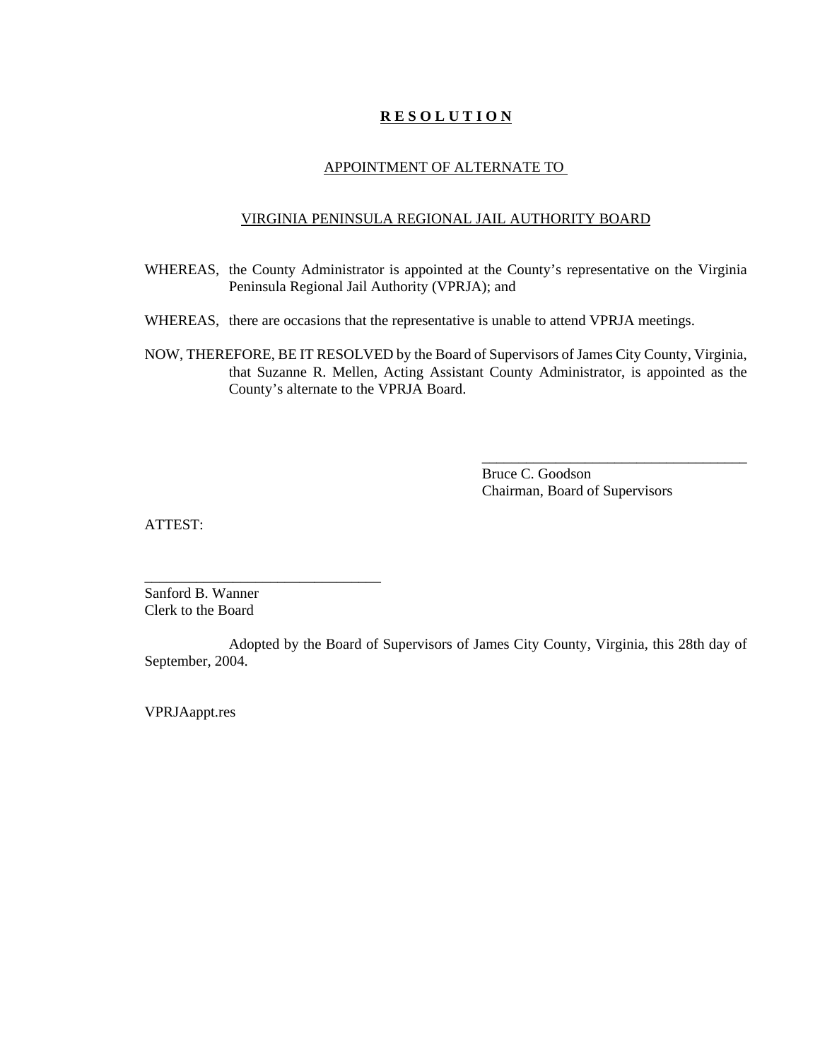# R E S O L U T I O N

## APPOINTMENT OF ALTERNATE TO

## VIRGINIA PENINSULA REGIONAL JAIL AUTHORITY BOARD

WHEREAS, the County Administrator is appointed at the County's representative on the Virginia Peninsula Regional Jail Authority (VPRJA); and

WHEREAS, there are occasions that the representative is unable to attend VPRJA meetings.

NOW, THEREFORE, BE IT RESOLVED by the Board of Supervisors of James City County, Virginia, that Suzanne R. Mellen, Acting Assistant County Administrator, is appointed as the County's alternate to the VPRJA Board.

_____________________________________
Bruce C. Goodson
Chairman, Board of Supervisors

ATTEST:

________________________________
Sanford B. Wanner
Clerk to the Board

Adopted by the Board of Supervisors of James City County, Virginia, this 28th day of September, 2004.

VPRJAappt.res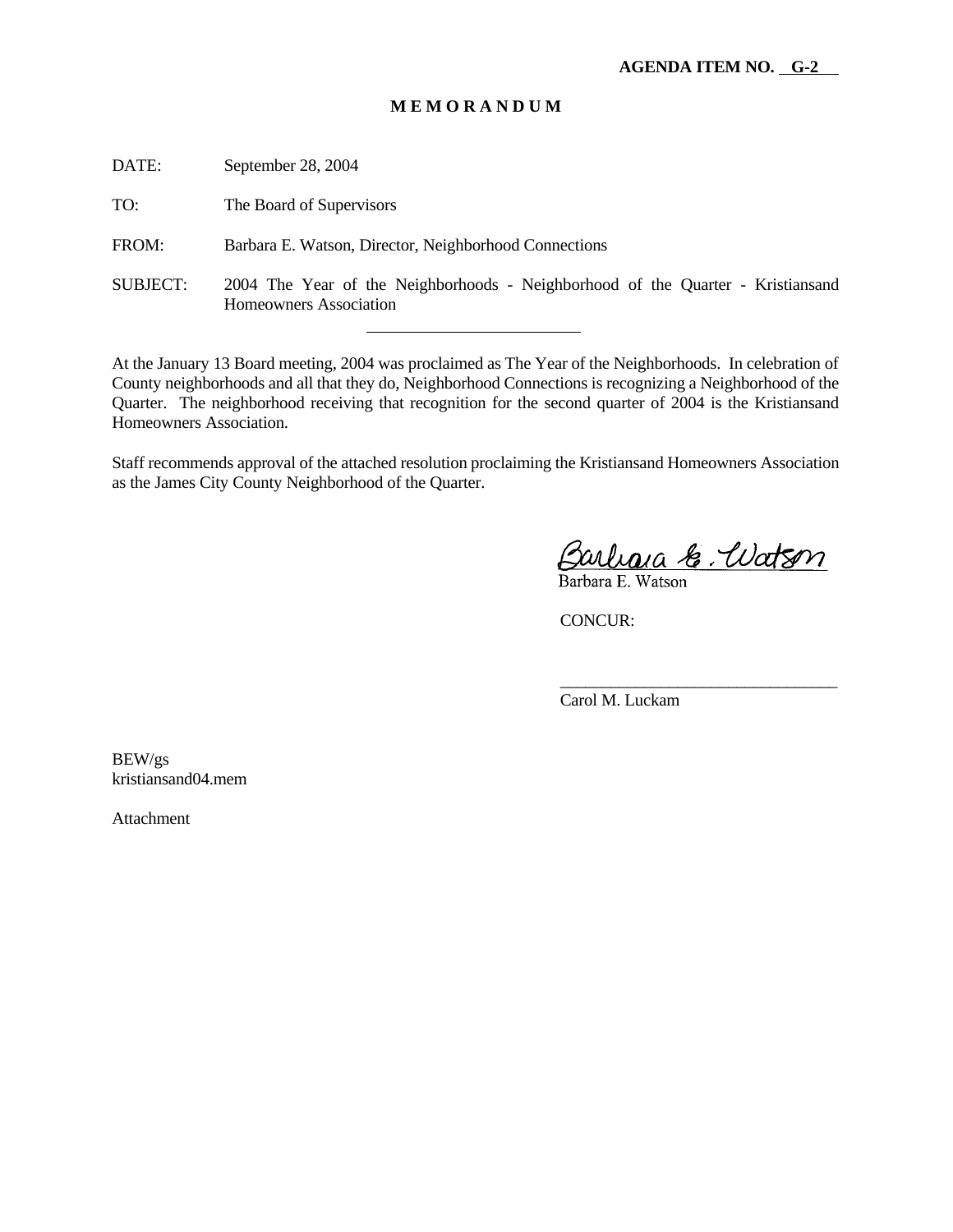**AGENDA ITEM NO. G-2**

**M E M O R A N D U M**

DATE: September 28, 2004

TO: The Board of Supervisors

FROM: Barbara E. Watson, Director, Neighborhood Connections

SUBJECT: 2004 The Year of the Neighborhoods - Neighborhood of the Quarter - Kristiansand Homeowners Association

---

At the January 13 Board meeting, 2004 was proclaimed as The Year of the Neighborhoods. In celebration of County neighborhoods and all that they do, Neighborhood Connections is recognizing a Neighborhood of the Quarter. The neighborhood receiving that recognition for the second quarter of 2004 is the Kristiansand Homeowners Association.

Staff recommends approval of the attached resolution proclaiming the Kristiansand Homeowners Association as the James City County Neighborhood of the Quarter.

Barbara E. Watson

CONCUR:

_________________________________

Carol M. Luckam

BEW/gs
kristiansand04.mem

Attachment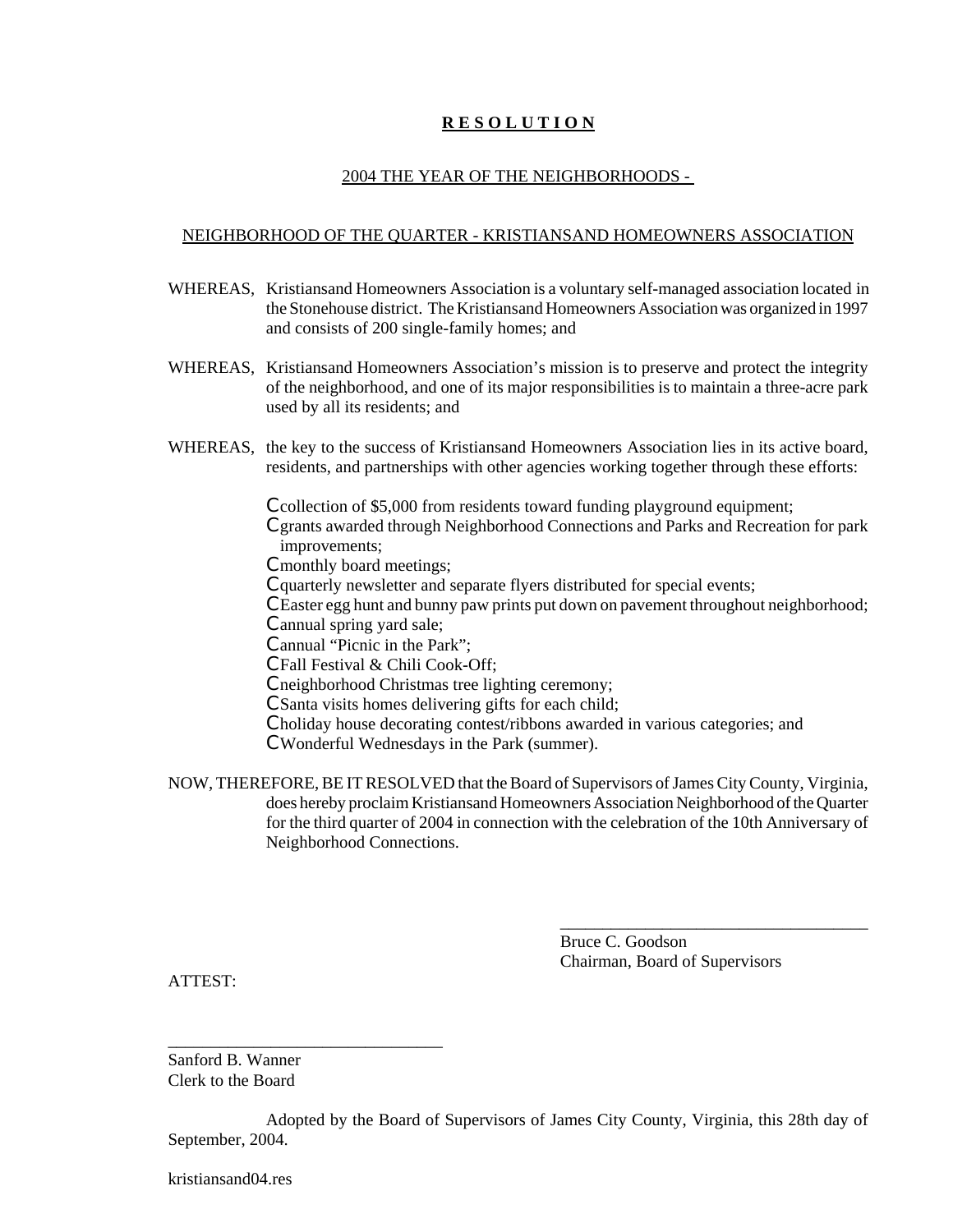# **R E S O L U T I O N**

## 2004 THE YEAR OF THE NEIGHBORHOODS -

## NEIGHBORHOOD OF THE QUARTER - KRISTIANSAND HOMEOWNERS ASSOCIATION

WHEREAS, Kristiansand Homeowners Association is a voluntary self-managed association located in the Stonehouse district. The Kristiansand Homeowners Association was organized in 1997 and consists of 200 single-family homes; and

WHEREAS, Kristiansand Homeowners Association's mission is to preserve and protect the integrity of the neighborhood, and one of its major responsibilities is to maintain a three-acre park used by all its residents; and

WHEREAS, the key to the success of Kristiansand Homeowners Association lies in its active board, residents, and partnerships with other agencies working together through these efforts:

- collection of $5,000 from residents toward funding playground equipment;
- grants awarded through Neighborhood Connections and Parks and Recreation for park improvements;
- monthly board meetings;
- quarterly newsletter and separate flyers distributed for special events;
- Easter egg hunt and bunny paw prints put down on pavement throughout neighborhood;
- annual spring yard sale;
- annual "Picnic in the Park";
- Fall Festival & Chili Cook-Off;
- neighborhood Christmas tree lighting ceremony;
- Santa visits homes delivering gifts for each child;
- holiday house decorating contest/ribbons awarded in various categories; and
- Wonderful Wednesdays in the Park (summer).

NOW, THEREFORE, BE IT RESOLVED that the Board of Supervisors of James City County, Virginia, does hereby proclaim Kristiansand Homeowners Association Neighborhood of the Quarter for the third quarter of 2004 in connection with the celebration of the 10th Anniversary of Neighborhood Connections.

\_\_\_\_\_\_\_\_\_\_\_\_\_\_\_\_\_\_\_\_\_\_\_\_\_\_\_\_\_\_\_\_\_\_\_\_

Bruce C. Goodson
Chairman, Board of Supervisors

ATTEST:

\_\_\_\_\_\_\_\_\_\_\_\_\_\_\_\_\_\_\_\_\_\_\_\_\_\_\_\_\_\_\_\_

Sanford B. Wanner
Clerk to the Board

Adopted by the Board of Supervisors of James City County, Virginia, this 28th day of September, 2004.

kristiansand04.res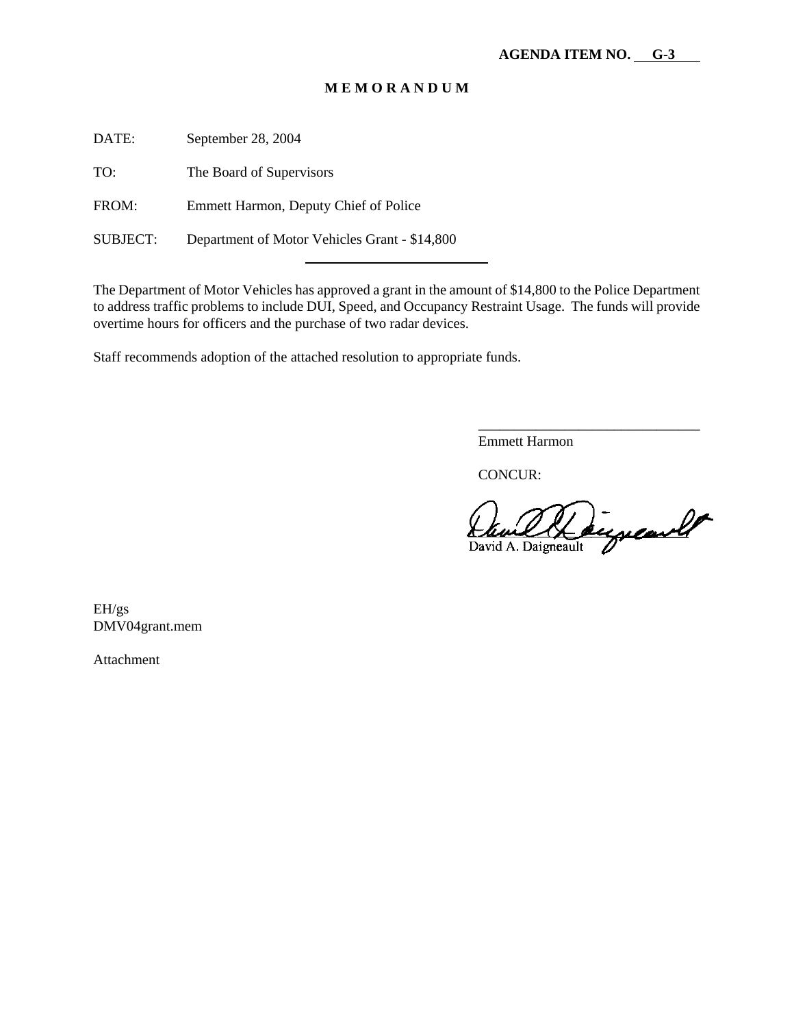**AGENDA ITEM NO. G-3**

# MEMORANDUM

DATE: September 28, 2004

TO: The Board of Supervisors

FROM: Emmett Harmon, Deputy Chief of Police

SUBJECT: Department of Motor Vehicles Grant - $14,800

---

The Department of Motor Vehicles has approved a grant in the amount of $14,800 to the Police Department to address traffic problems to include DUI, Speed, and Occupancy Restraint Usage. The funds will provide overtime hours for officers and the purchase of two radar devices.

Staff recommends adoption of the attached resolution to appropriate funds.

_______________________________
Emmett Harmon

CONCUR:

David A. Daigneault

EH/gs
DMV04grant.mem

Attachment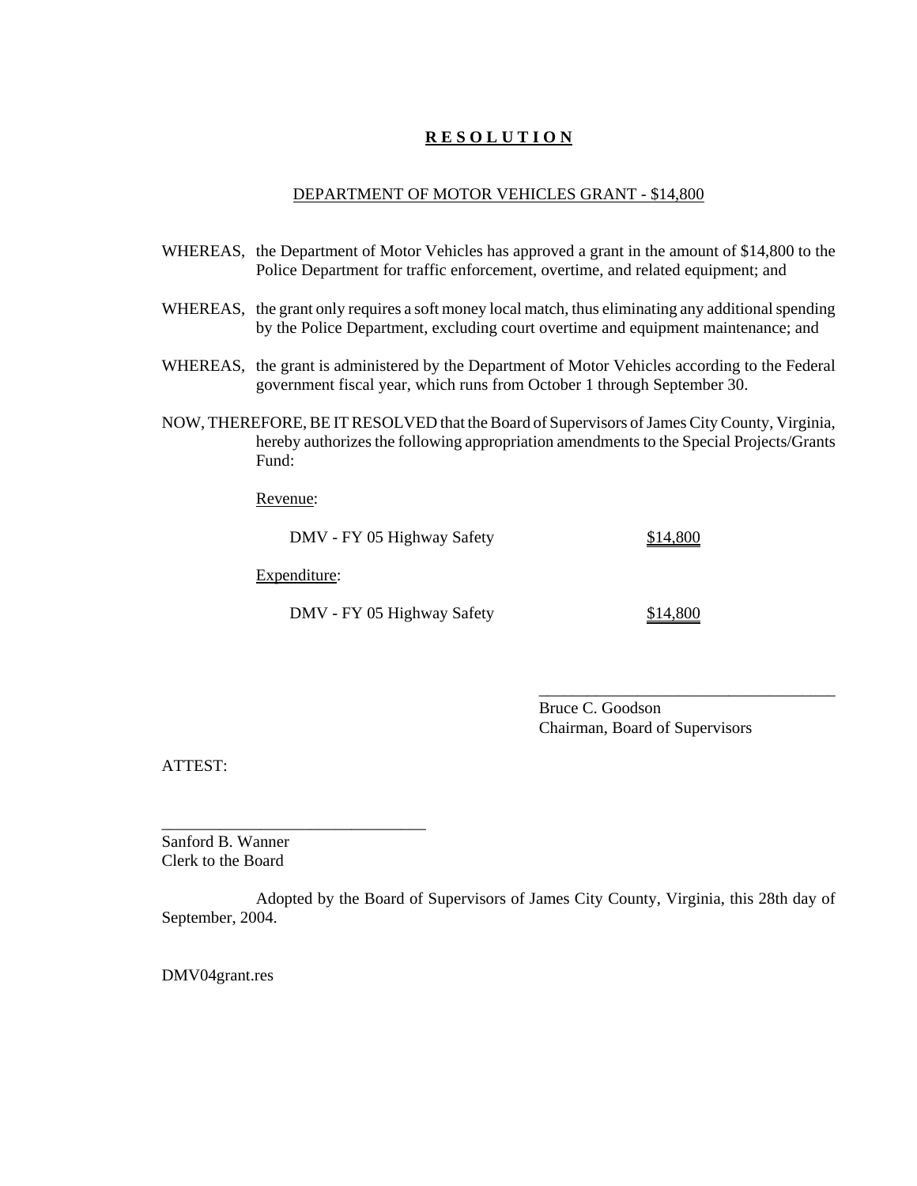# **R E S O L U T I O N**

DEPARTMENT OF MOTOR VEHICLES GRANT - $14,800

WHEREAS, the Department of Motor Vehicles has approved a grant in the amount of $14,800 to the Police Department for traffic enforcement, overtime, and related equipment; and

WHEREAS, the grant only requires a soft money local match, thus eliminating any additional spending by the Police Department, excluding court overtime and equipment maintenance; and

WHEREAS, the grant is administered by the Department of Motor Vehicles according to the Federal government fiscal year, which runs from October 1 through September 30.

NOW, THEREFORE, BE IT RESOLVED that the Board of Supervisors of James City County, Virginia, hereby authorizes the following appropriation amendments to the Special Projects/Grants Fund:

Revenue:

| | |
|---|---|
| DMV - FY 05 Highway Safety | $14,800 |

Expenditure:

| | |
|---|---|
| DMV - FY 05 Highway Safety | $14,800 |

\_\_\_\_\_\_\_\_\_\_\_\_\_\_\_\_\_\_\_\_\_\_\_\_\_\_\_\_\_\_\_\_\_\_\_\_

Bruce C. Goodson
Chairman, Board of Supervisors

ATTEST:

\_\_\_\_\_\_\_\_\_\_\_\_\_\_\_\_\_\_\_\_\_\_\_\_\_\_\_\_\_\_\_\_

Sanford B. Wanner
Clerk to the Board

Adopted by the Board of Supervisors of James City County, Virginia, this 28th day of September, 2004.

DMV04grant.res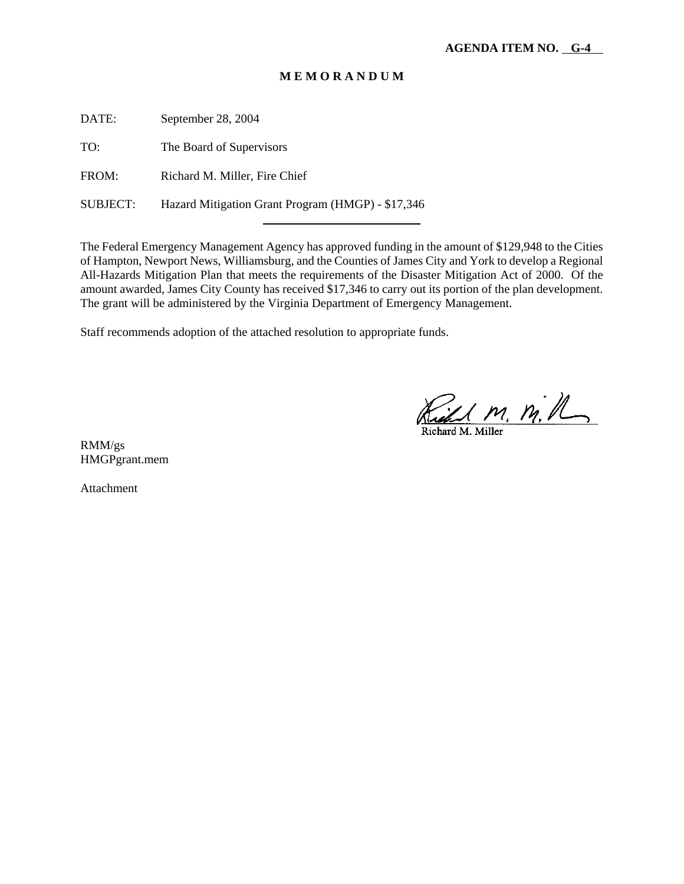**AGENDA ITEM NO. G-4**

# M E M O R A N D U M

DATE: September 28, 2004

TO: The Board of Supervisors

FROM: Richard M. Miller, Fire Chief

SUBJECT: Hazard Mitigation Grant Program (HMGP) - $17,346

---

The Federal Emergency Management Agency has approved funding in the amount of $129,948 to the Cities of Hampton, Newport News, Williamsburg, and the Counties of James City and York to develop a Regional All-Hazards Mitigation Plan that meets the requirements of the Disaster Mitigation Act of 2000. Of the amount awarded, James City County has received $17,346 to carry out its portion of the plan development. The grant will be administered by the Virginia Department of Emergency Management.

Staff recommends adoption of the attached resolution to appropriate funds.

Richard M. Miller

RMM/gs
HMGPgrant.mem

Attachment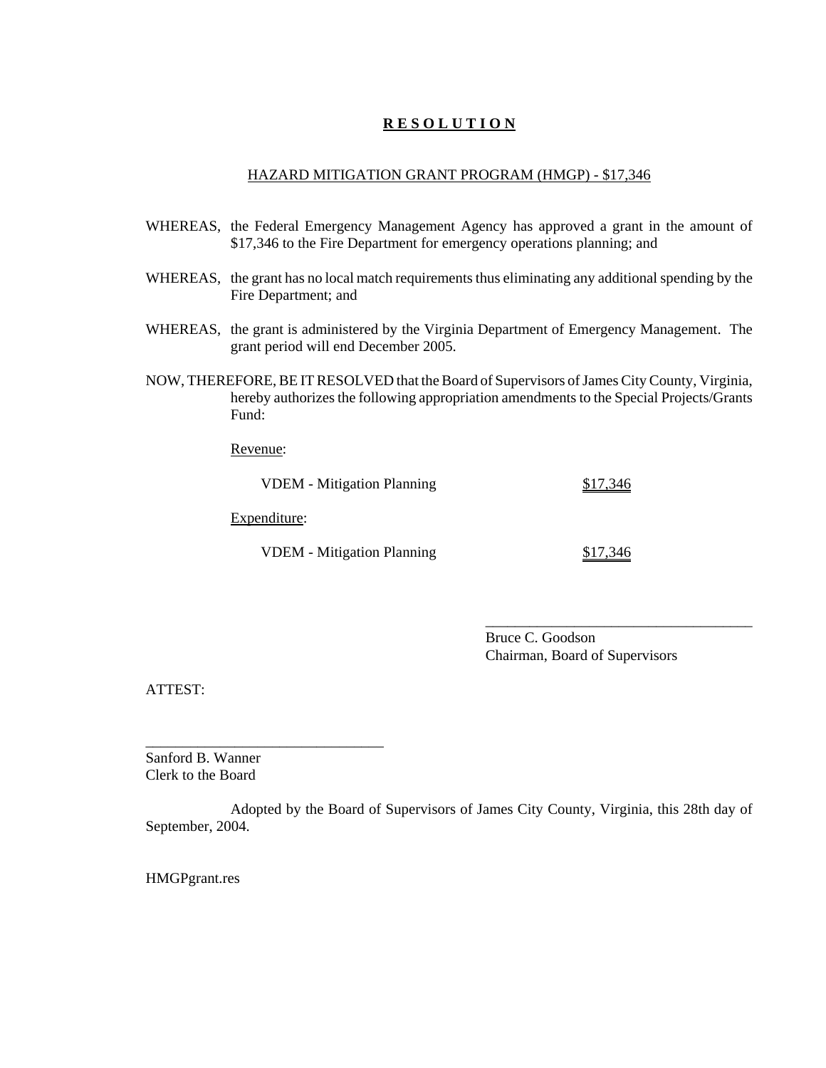# **R E S O L U T I O N**

HAZARD MITIGATION GRANT PROGRAM (HMGP) - $17,346

WHEREAS, the Federal Emergency Management Agency has approved a grant in the amount of $17,346 to the Fire Department for emergency operations planning; and

WHEREAS, the grant has no local match requirements thus eliminating any additional spending by the Fire Department; and

WHEREAS, the grant is administered by the Virginia Department of Emergency Management. The grant period will end December 2005.

NOW, THEREFORE, BE IT RESOLVED that the Board of Supervisors of James City County, Virginia, hereby authorizes the following appropriation amendments to the Special Projects/Grants Fund:

Revenue:

| | |
|---|---|
| VDEM - Mitigation Planning | $17,346 |

Expenditure:

| | |
|---|---|
| VDEM - Mitigation Planning | $17,346 |

\_\_\_\_\_\_\_\_\_\_\_\_\_\_\_\_\_\_\_\_\_\_\_\_\_\_\_\_\_\_\_\_\_\_\_

Bruce C. Goodson
Chairman, Board of Supervisors

ATTEST:

\_\_\_\_\_\_\_\_\_\_\_\_\_\_\_\_\_\_\_\_\_\_\_\_\_\_\_\_\_\_\_

Sanford B. Wanner
Clerk to the Board

Adopted by the Board of Supervisors of James City County, Virginia, this 28th day of September, 2004.

HMGPgrant.res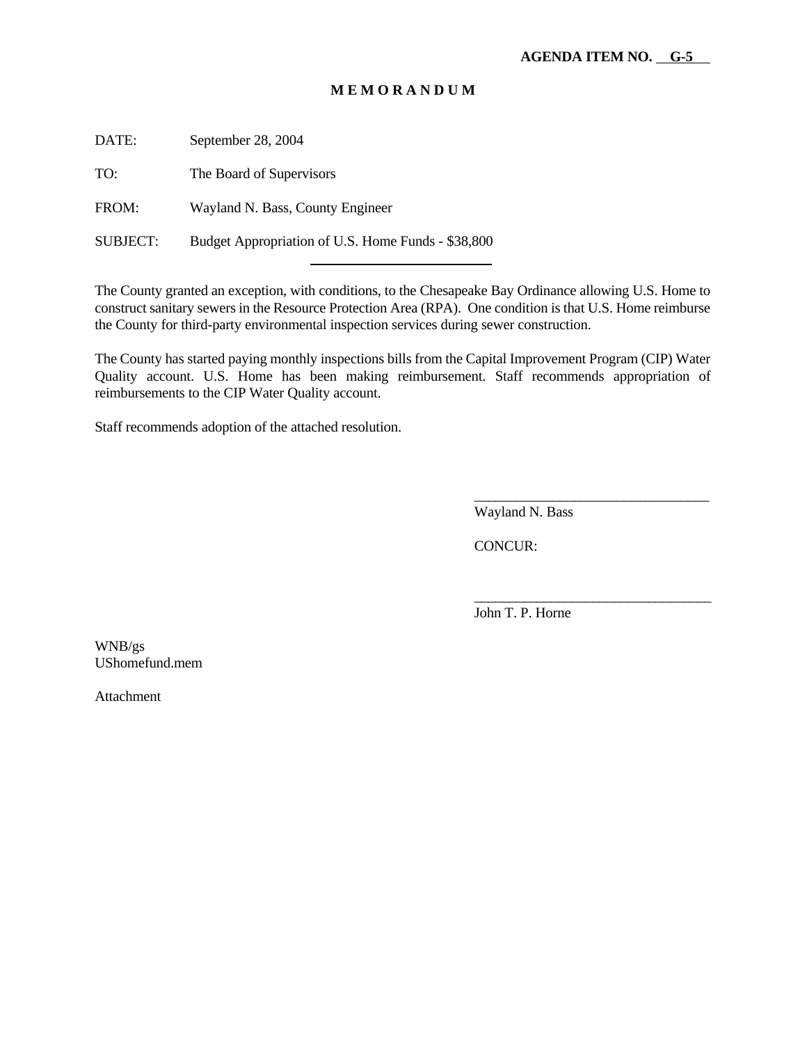**AGENDA ITEM NO. G-5**

# M E M O R A N D U M

DATE: September 28, 2004

TO: The Board of Supervisors

FROM: Wayland N. Bass, County Engineer

SUBJECT: Budget Appropriation of U.S. Home Funds - $38,800

The County granted an exception, with conditions, to the Chesapeake Bay Ordinance allowing U.S. Home to construct sanitary sewers in the Resource Protection Area (RPA). One condition is that U.S. Home reimburse the County for third-party environmental inspection services during sewer construction.

The County has started paying monthly inspections bills from the Capital Improvement Program (CIP) Water Quality account. U.S. Home has been making reimbursement. Staff recommends appropriation of reimbursements to the CIP Water Quality account.

Staff recommends adoption of the attached resolution.

_________________________________
Wayland N. Bass

CONCUR:

_________________________________
John T. P. Horne

WNB/gs
UShomefund.mem

Attachment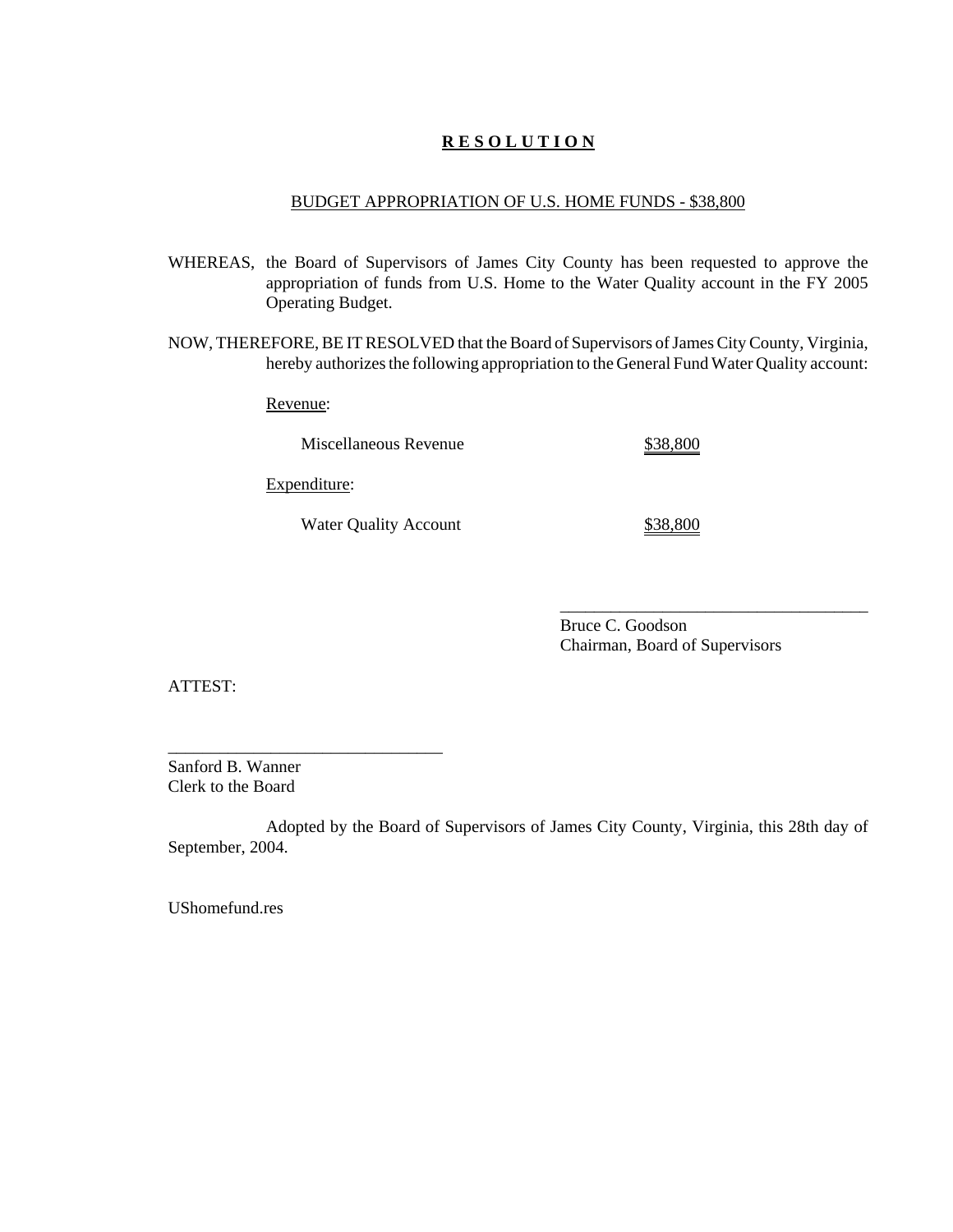# R E S O L U T I O N

BUDGET APPROPRIATION OF U.S. HOME FUNDS - $38,800

WHEREAS, the Board of Supervisors of James City County has been requested to approve the appropriation of funds from U.S. Home to the Water Quality account in the FY 2005 Operating Budget.

NOW, THEREFORE, BE IT RESOLVED that the Board of Supervisors of James City County, Virginia, hereby authorizes the following appropriation to the General Fund Water Quality account:

Revenue:

| | |
|---|---|
| Miscellaneous Revenue | $38,800 |

Expenditure:

| | |
|---|---|
| Water Quality Account | $38,800 |

____________________________________
Bruce C. Goodson
Chairman, Board of Supervisors

ATTEST:

________________________________
Sanford B. Wanner
Clerk to the Board

Adopted by the Board of Supervisors of James City County, Virginia, this 28th day of September, 2004.

UShomefund.res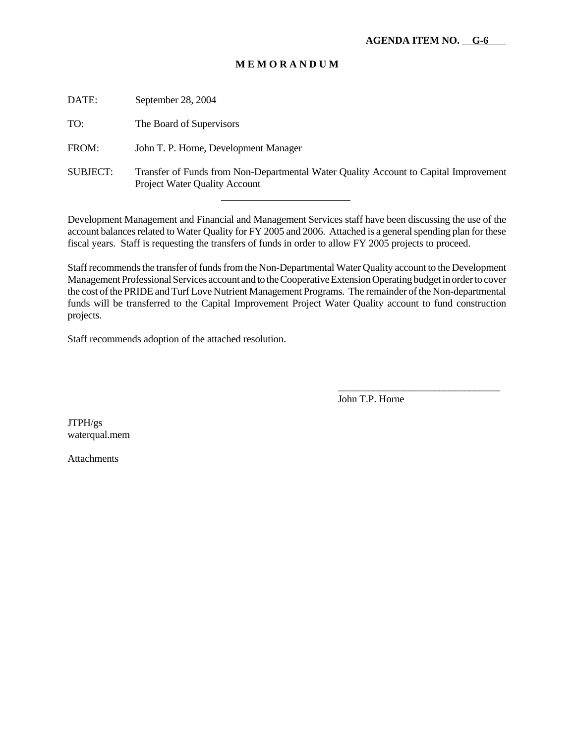**AGENDA ITEM NO. G-6**

**M E M O R A N D U M**

DATE: September 28, 2004

TO: The Board of Supervisors

FROM: John T. P. Horne, Development Manager

SUBJECT: Transfer of Funds from Non-Departmental Water Quality Account to Capital Improvement Project Water Quality Account

---

Development Management and Financial and Management Services staff have been discussing the use of the account balances related to Water Quality for FY 2005 and 2006. Attached is a general spending plan for these fiscal years. Staff is requesting the transfers of funds in order to allow FY 2005 projects to proceed.

Staff recommends the transfer of funds from the Non-Departmental Water Quality account to the Development Management Professional Services account and to the Cooperative Extension Operating budget in order to cover the cost of the PRIDE and Turf Love Nutrient Management Programs. The remainder of the Non-departmental funds will be transferred to the Capital Improvement Project Water Quality account to fund construction projects.

Staff recommends adoption of the attached resolution.

\_\_\_\_\_\_\_\_\_\_\_\_\_\_\_\_\_\_\_\_\_\_\_\_\_\_\_\_\_\_\_\_
John T.P. Horne

JTPH/gs
waterqual.mem

Attachments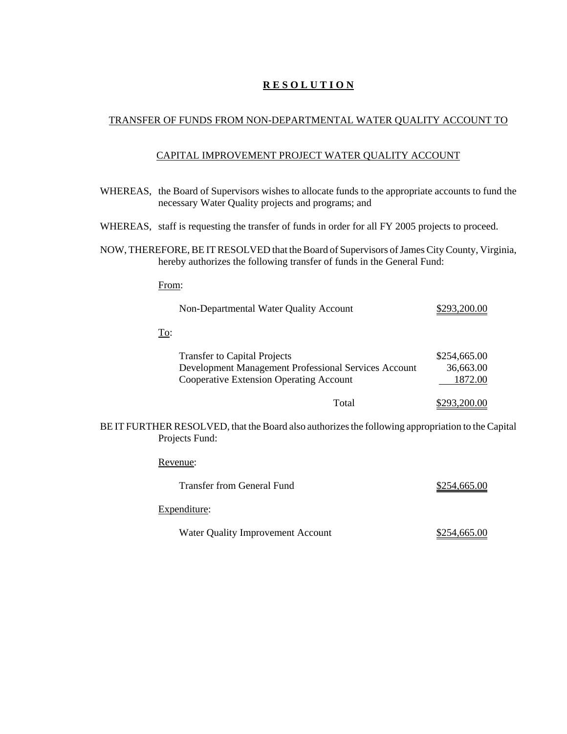# **R E S O L U T I O N**

TRANSFER OF FUNDS FROM NON-DEPARTMENTAL WATER QUALITY ACCOUNT TO

CAPITAL IMPROVEMENT PROJECT WATER QUALITY ACCOUNT

WHEREAS, the Board of Supervisors wishes to allocate funds to the appropriate accounts to fund the necessary Water Quality projects and programs; and

WHEREAS, staff is requesting the transfer of funds in order for all FY 2005 projects to proceed.

NOW, THEREFORE, BE IT RESOLVED that the Board of Supervisors of James City County, Virginia, hereby authorizes the following transfer of funds in the General Fund:

From:

| | |
|---|---|
| Non-Departmental Water Quality Account | $293,200.00 |

To:

| | |
|---|---|
| Transfer to Capital Projects | $254,665.00 |
| Development Management Professional Services Account | 36,663.00 |
| Cooperative Extension Operating Account | 1872.00 |
| Total | $293,200.00 |

BE IT FURTHER RESOLVED, that the Board also authorizes the following appropriation to the Capital Projects Fund:

Revenue:

| | |
|---|---|
| Transfer from General Fund | $254,665.00 |

Expenditure:

| | |
|---|---|
| Water Quality Improvement Account | $254,665.00 |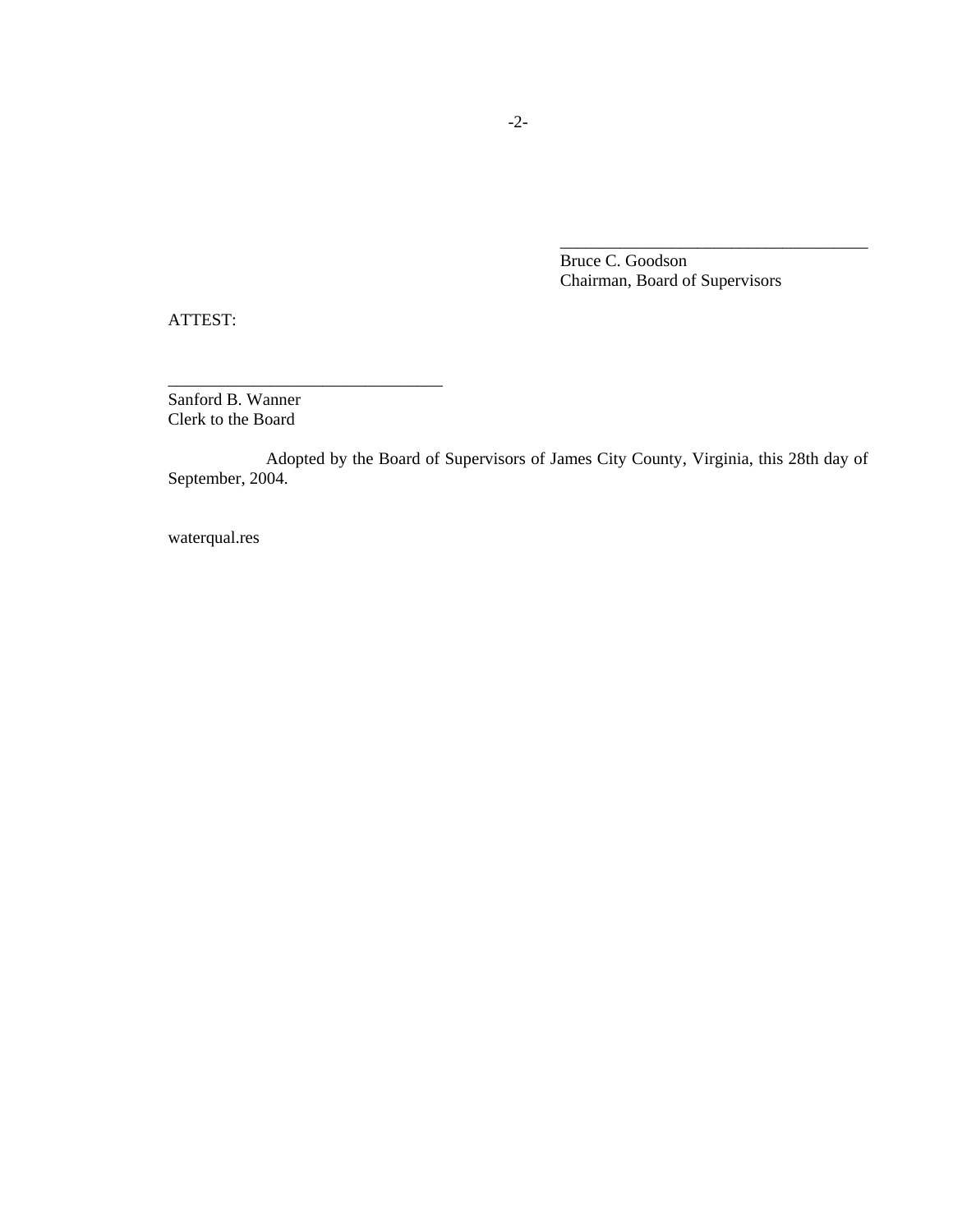\_\_\_\_\_\_\_\_\_\_\_\_\_\_\_\_\_\_\_\_\_\_\_\_\_\_\_\_\_\_\_\_\_\_\_\_

Bruce C. Goodson
Chairman, Board of Supervisors

ATTEST:

\_\_\_\_\_\_\_\_\_\_\_\_\_\_\_\_\_\_\_\_\_\_\_\_\_\_\_\_\_\_\_\_

Sanford B. Wanner
Clerk to the Board

Adopted by the Board of Supervisors of James City County, Virginia, this 28th day of September, 2004.

waterqual.res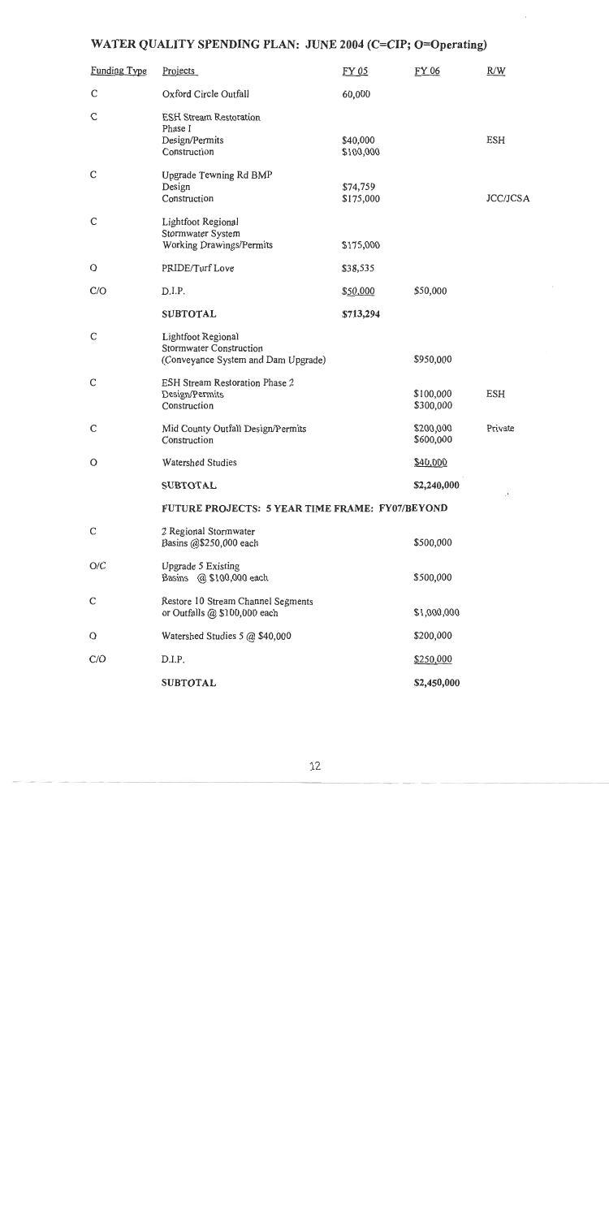# WATER QUALITY SPENDING PLAN: JUNE 2004 (C=CIP; O=Operating)

| Funding Type | Projects | FY 05 | FY 06 | R/W |
|---|---|---|---|---|
| C | Oxford Circle Outfall | 60,000 | | |
| C | ESH Stream Restoration Phase I<br>Design/Permits<br>Construction | <br>$40,000<br>$100,000 | | ESH |
| C | Upgrade Tewning Rd BMP<br>Design<br>Construction | <br>$74,759<br>$175,000 | | JCC/JCSA |
| C | Lightfoot Regional Stormwater System<br>Working Drawings/Permits | <br>$175,000 | | |
| O | PRIDE/Turf Love | $38,535 | | |
| C/O | D.I.P. | $50,000 | $50,000 | |
| | **SUBTOTAL** | **$713,294** | | |
| C | Lightfoot Regional Stormwater Construction (Conveyance System and Dam Upgrade) | | $950,000 | |
| C | ESH Stream Restoration Phase 2<br>Design/Permits<br>Construction | | <br>$100,000<br>$300,000 | ESH |
| C | Mid County Outfall Design/Permits<br>Construction | | $200,000<br>$600,000 | Private |
| O | Watershed Studies | | $40,000 | |
| | **SUBTOTAL** | | **$2,240,000** | |
| | **FUTURE PROJECTS: 5 YEAR TIME FRAME: FY07/BEYOND** | | | |
| C | 2 Regional Stormwater Basins @$250,000 each | | $500,000 | |
| O/C | Upgrade 5 Existing Basins @ $100,000 each | | $500,000 | |
| C | Restore 10 Stream Channel Segments or Outfalls @ $100,000 each | | $1,000,000 | |
| O | Watershed Studies 5 @ $40,000 | | $200,000 | |
| C/O | D.I.P. | | $250,000 | |
| | **SUBTOTAL** | | **$2,450,000** | |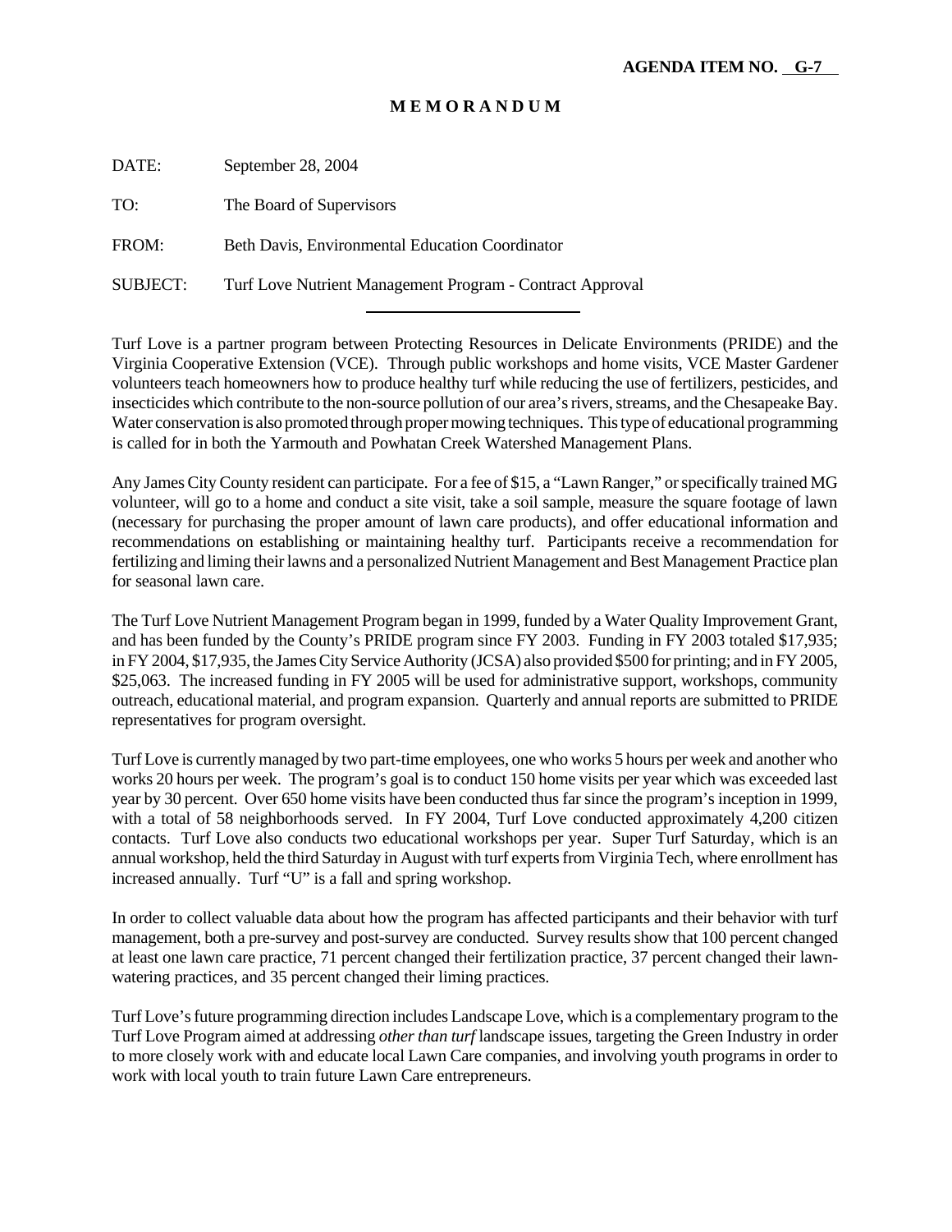**AGENDA ITEM NO. G-7**

# M E M O R A N D U M

DATE: September 28, 2004

TO: The Board of Supervisors

FROM: Beth Davis, Environmental Education Coordinator

SUBJECT: Turf Love Nutrient Management Program - Contract Approval

---

Turf Love is a partner program between Protecting Resources in Delicate Environments (PRIDE) and the Virginia Cooperative Extension (VCE). Through public workshops and home visits, VCE Master Gardener volunteers teach homeowners how to produce healthy turf while reducing the use of fertilizers, pesticides, and insecticides which contribute to the non-source pollution of our area's rivers, streams, and the Chesapeake Bay. Water conservation is also promoted through proper mowing techniques. This type of educational programming is called for in both the Yarmouth and Powhatan Creek Watershed Management Plans.

Any James City County resident can participate. For a fee of $15, a "Lawn Ranger," or specifically trained MG volunteer, will go to a home and conduct a site visit, take a soil sample, measure the square footage of lawn (necessary for purchasing the proper amount of lawn care products), and offer educational information and recommendations on establishing or maintaining healthy turf. Participants receive a recommendation for fertilizing and liming their lawns and a personalized Nutrient Management and Best Management Practice plan for seasonal lawn care.

The Turf Love Nutrient Management Program began in 1999, funded by a Water Quality Improvement Grant, and has been funded by the County's PRIDE program since FY 2003. Funding in FY 2003 totaled $17,935; in FY 2004, $17,935, the James City Service Authority (JCSA) also provided $500 for printing; and in FY 2005, $25,063. The increased funding in FY 2005 will be used for administrative support, workshops, community outreach, educational material, and program expansion. Quarterly and annual reports are submitted to PRIDE representatives for program oversight.

Turf Love is currently managed by two part-time employees, one who works 5 hours per week and another who works 20 hours per week. The program's goal is to conduct 150 home visits per year which was exceeded last year by 30 percent. Over 650 home visits have been conducted thus far since the program's inception in 1999, with a total of 58 neighborhoods served. In FY 2004, Turf Love conducted approximately 4,200 citizen contacts. Turf Love also conducts two educational workshops per year. Super Turf Saturday, which is an annual workshop, held the third Saturday in August with turf experts from Virginia Tech, where enrollment has increased annually. Turf "U" is a fall and spring workshop.

In order to collect valuable data about how the program has affected participants and their behavior with turf management, both a pre-survey and post-survey are conducted. Survey results show that 100 percent changed at least one lawn care practice, 71 percent changed their fertilization practice, 37 percent changed their lawn-watering practices, and 35 percent changed their liming practices.

Turf Love's future programming direction includes Landscape Love, which is a complementary program to the Turf Love Program aimed at addressing *other than turf* landscape issues, targeting the Green Industry in order to more closely work with and educate local Lawn Care companies, and involving youth programs in order to work with local youth to train future Lawn Care entrepreneurs.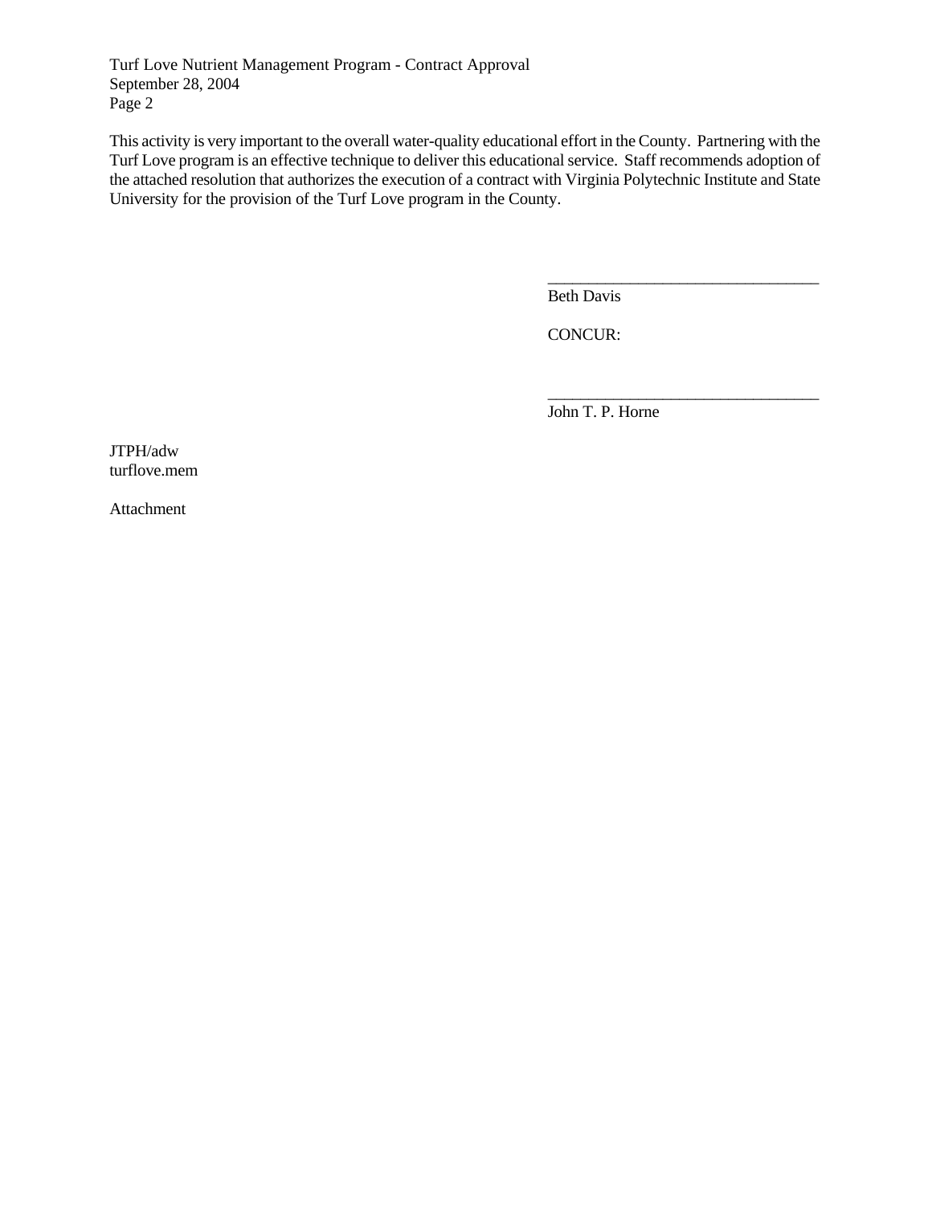This activity is very important to the overall water-quality educational effort in the County. Partnering with the Turf Love program is an effective technique to deliver this educational service. Staff recommends adoption of the attached resolution that authorizes the execution of a contract with Virginia Polytechnic Institute and State University for the provision of the Turf Love program in the County.

_________________________________
Beth Davis

CONCUR:

_________________________________
John T. P. Horne

JTPH/adw
turflove.mem

Attachment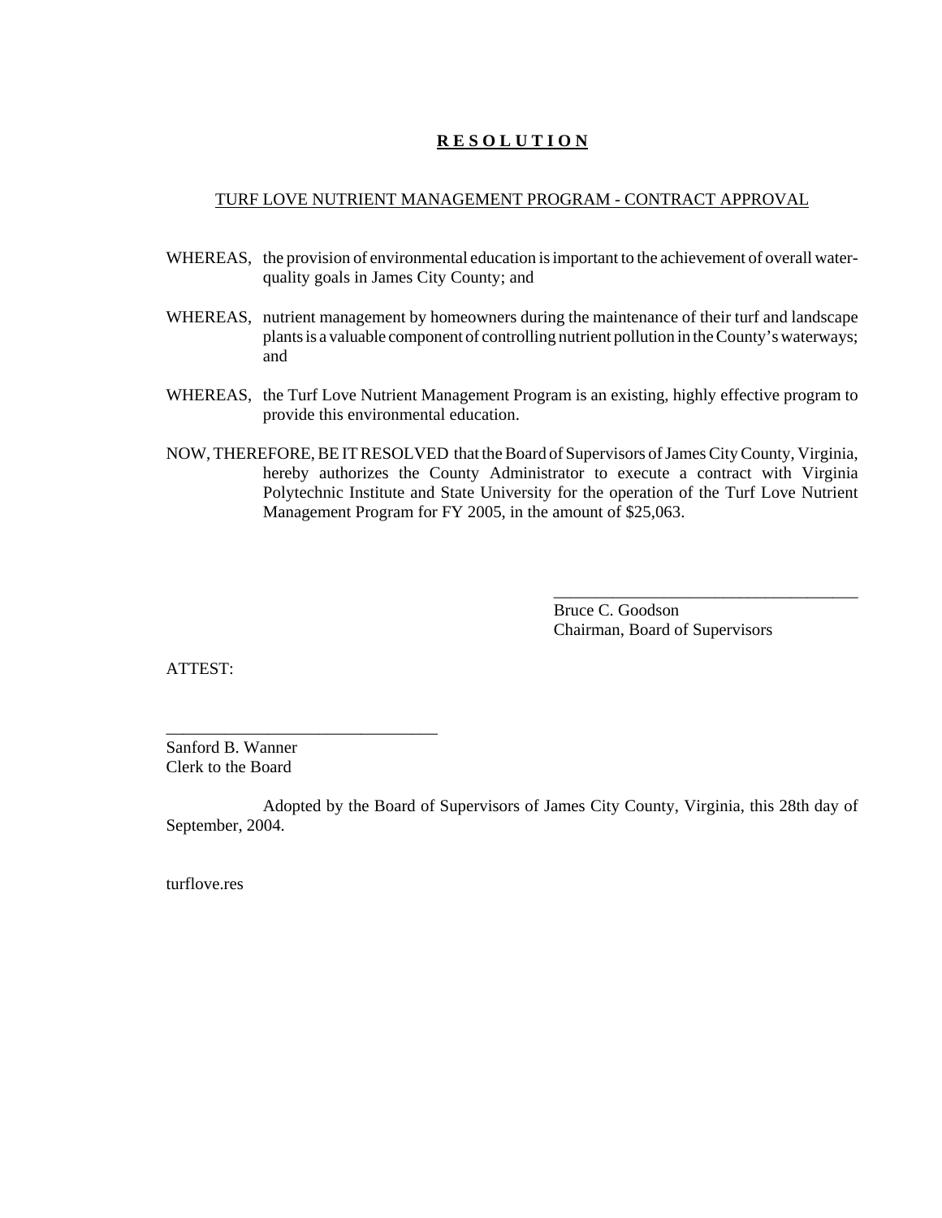# **R E S O L U T I O N**

TURF LOVE NUTRIENT MANAGEMENT PROGRAM - CONTRACT APPROVAL

WHEREAS, the provision of environmental education is important to the achievement of overall water-quality goals in James City County; and

WHEREAS, nutrient management by homeowners during the maintenance of their turf and landscape plants is a valuable component of controlling nutrient pollution in the County's waterways; and

WHEREAS, the Turf Love Nutrient Management Program is an existing, highly effective program to provide this environmental education.

NOW, THEREFORE, BE IT RESOLVED that the Board of Supervisors of James City County, Virginia, hereby authorizes the County Administrator to execute a contract with Virginia Polytechnic Institute and State University for the operation of the Turf Love Nutrient Management Program for FY 2005, in the amount of $25,063.

_____________________________________
Bruce C. Goodson
Chairman, Board of Supervisors

ATTEST:

_________________________________
Sanford B. Wanner
Clerk to the Board

Adopted by the Board of Supervisors of James City County, Virginia, this 28th day of September, 2004.

turflove.res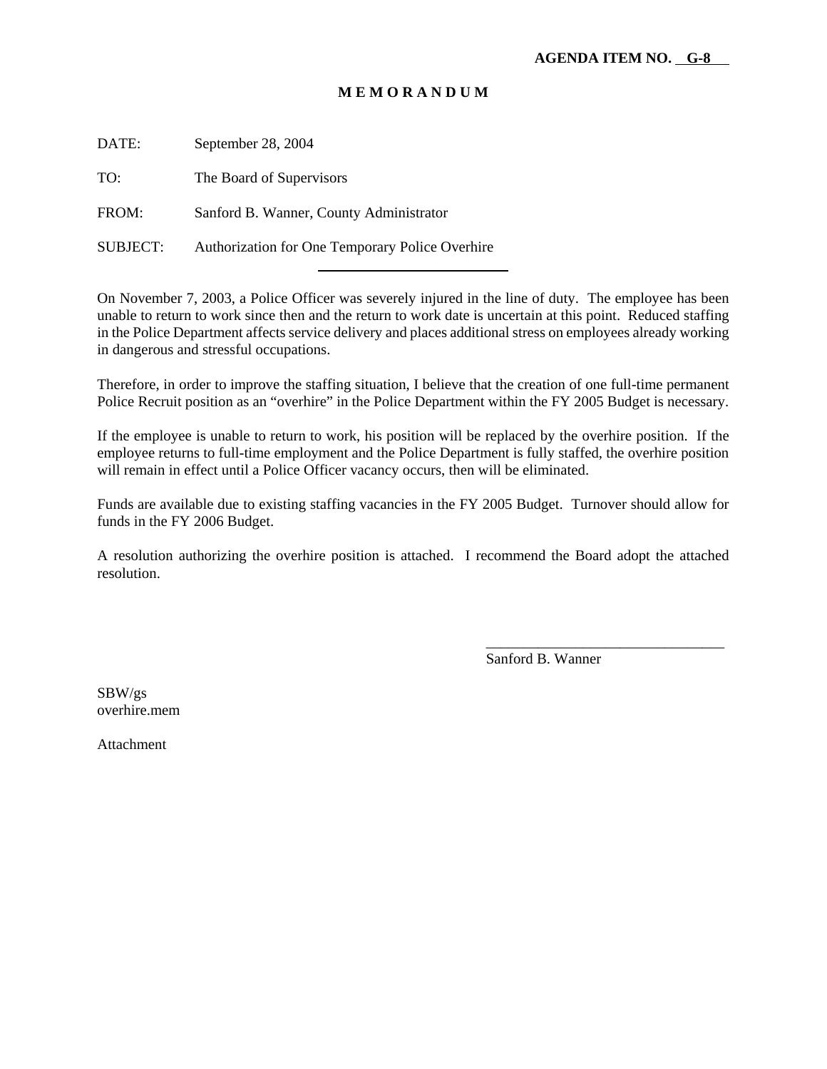**AGENDA ITEM NO. G-8**

# M E M O R A N D U M

DATE: September 28, 2004

TO: The Board of Supervisors

FROM: Sanford B. Wanner, County Administrator

SUBJECT: Authorization for One Temporary Police Overhire

---

On November 7, 2003, a Police Officer was severely injured in the line of duty. The employee has been unable to return to work since then and the return to work date is uncertain at this point. Reduced staffing in the Police Department affects service delivery and places additional stress on employees already working in dangerous and stressful occupations.

Therefore, in order to improve the staffing situation, I believe that the creation of one full-time permanent Police Recruit position as an "overhire" in the Police Department within the FY 2005 Budget is necessary.

If the employee is unable to return to work, his position will be replaced by the overhire position. If the employee returns to full-time employment and the Police Department is fully staffed, the overhire position will remain in effect until a Police Officer vacancy occurs, then will be eliminated.

Funds are available due to existing staffing vacancies in the FY 2005 Budget. Turnover should allow for funds in the FY 2006 Budget.

A resolution authorizing the overhire position is attached. I recommend the Board adopt the attached resolution.

\_\_\_\_\_\_\_\_\_\_\_\_\_\_\_\_\_\_\_\_\_\_\_\_\_\_\_\_\_\_\_\_\_\_
Sanford B. Wanner

SBW/gs
overhire.mem

Attachment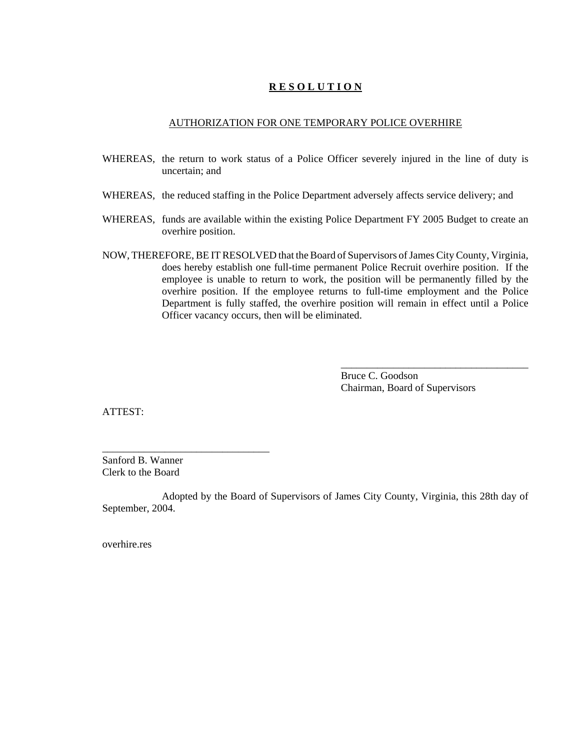# **R E S O L U T I O N**

## AUTHORIZATION FOR ONE TEMPORARY POLICE OVERHIRE

WHEREAS, the return to work status of a Police Officer severely injured in the line of duty is uncertain; and

WHEREAS, the reduced staffing in the Police Department adversely affects service delivery; and

WHEREAS, funds are available within the existing Police Department FY 2005 Budget to create an overhire position.

NOW, THEREFORE, BE IT RESOLVED that the Board of Supervisors of James City County, Virginia, does hereby establish one full-time permanent Police Recruit overhire position. If the employee is unable to return to work, the position will be permanently filled by the overhire position. If the employee returns to full-time employment and the Police Department is fully staffed, the overhire position will remain in effect until a Police Officer vacancy occurs, then will be eliminated.

_____________________________________
Bruce C. Goodson
Chairman, Board of Supervisors

ATTEST:

_________________________________
Sanford B. Wanner
Clerk to the Board

Adopted by the Board of Supervisors of James City County, Virginia, this 28th day of September, 2004.

overhire.res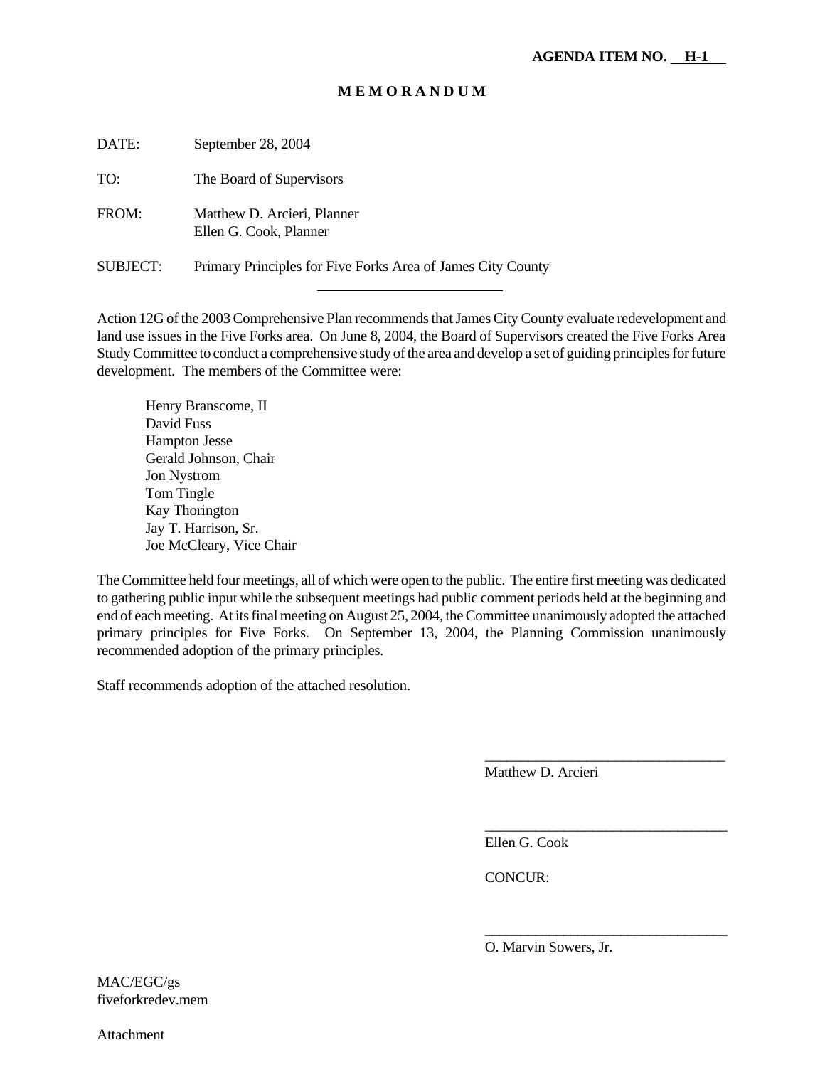**AGENDA ITEM NO. H-1**

# M E M O R A N D U M

DATE: September 28, 2004

TO: The Board of Supervisors

FROM: Matthew D. Arcieri, Planner
Ellen G. Cook, Planner

SUBJECT: Primary Principles for Five Forks Area of James City County

---

Action 12G of the 2003 Comprehensive Plan recommends that James City County evaluate redevelopment and land use issues in the Five Forks area. On June 8, 2004, the Board of Supervisors created the Five Forks Area Study Committee to conduct a comprehensive study of the area and develop a set of guiding principles for future development. The members of the Committee were:

Henry Branscome, II
David Fuss
Hampton Jesse
Gerald Johnson, Chair
Jon Nystrom
Tom Tingle
Kay Thorington
Jay T. Harrison, Sr.
Joe McCleary, Vice Chair

The Committee held four meetings, all of which were open to the public. The entire first meeting was dedicated to gathering public input while the subsequent meetings had public comment periods held at the beginning and end of each meeting. At its final meeting on August 25, 2004, the Committee unanimously adopted the attached primary principles for Five Forks. On September 13, 2004, the Planning Commission unanimously recommended adoption of the primary principles.

Staff recommends adoption of the attached resolution.

\_\_\_\_\_\_\_\_\_\_\_\_\_\_\_\_\_\_\_\_\_\_\_\_\_\_\_\_\_\_\_\_\_\_
Matthew D. Arcieri

\_\_\_\_\_\_\_\_\_\_\_\_\_\_\_\_\_\_\_\_\_\_\_\_\_\_\_\_\_\_\_\_\_\_
Ellen G. Cook

CONCUR:

\_\_\_\_\_\_\_\_\_\_\_\_\_\_\_\_\_\_\_\_\_\_\_\_\_\_\_\_\_\_\_\_\_\_
O. Marvin Sowers, Jr.

MAC/EGC/gs
fiveforkredev.mem

Attachment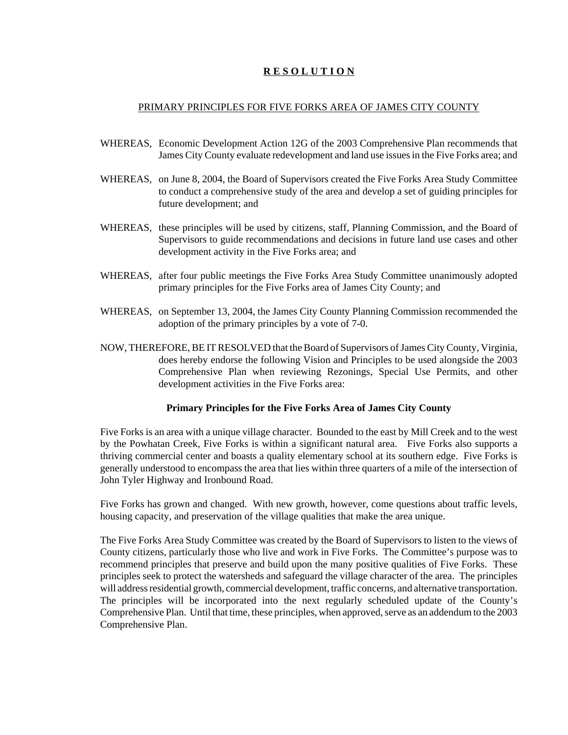# R E S O L U T I O N

## PRIMARY PRINCIPLES FOR FIVE FORKS AREA OF JAMES CITY COUNTY

WHEREAS, Economic Development Action 12G of the 2003 Comprehensive Plan recommends that James City County evaluate redevelopment and land use issues in the Five Forks area; and

WHEREAS, on June 8, 2004, the Board of Supervisors created the Five Forks Area Study Committee to conduct a comprehensive study of the area and develop a set of guiding principles for future development; and

WHEREAS, these principles will be used by citizens, staff, Planning Commission, and the Board of Supervisors to guide recommendations and decisions in future land use cases and other development activity in the Five Forks area; and

WHEREAS, after four public meetings the Five Forks Area Study Committee unanimously adopted primary principles for the Five Forks area of James City County; and

WHEREAS, on September 13, 2004, the James City County Planning Commission recommended the adoption of the primary principles by a vote of 7-0.

NOW, THEREFORE, BE IT RESOLVED that the Board of Supervisors of James City County, Virginia, does hereby endorse the following Vision and Principles to be used alongside the 2003 Comprehensive Plan when reviewing Rezonings, Special Use Permits, and other development activities in the Five Forks area:

### Primary Principles for the Five Forks Area of James City County

Five Forks is an area with a unique village character. Bounded to the east by Mill Creek and to the west by the Powhatan Creek, Five Forks is within a significant natural area. Five Forks also supports a thriving commercial center and boasts a quality elementary school at its southern edge. Five Forks is generally understood to encompass the area that lies within three quarters of a mile of the intersection of John Tyler Highway and Ironbound Road.

Five Forks has grown and changed. With new growth, however, come questions about traffic levels, housing capacity, and preservation of the village qualities that make the area unique.

The Five Forks Area Study Committee was created by the Board of Supervisors to listen to the views of County citizens, particularly those who live and work in Five Forks. The Committee's purpose was to recommend principles that preserve and build upon the many positive qualities of Five Forks. These principles seek to protect the watersheds and safeguard the village character of the area. The principles will address residential growth, commercial development, traffic concerns, and alternative transportation. The principles will be incorporated into the next regularly scheduled update of the County's Comprehensive Plan. Until that time, these principles, when approved, serve as an addendum to the 2003 Comprehensive Plan.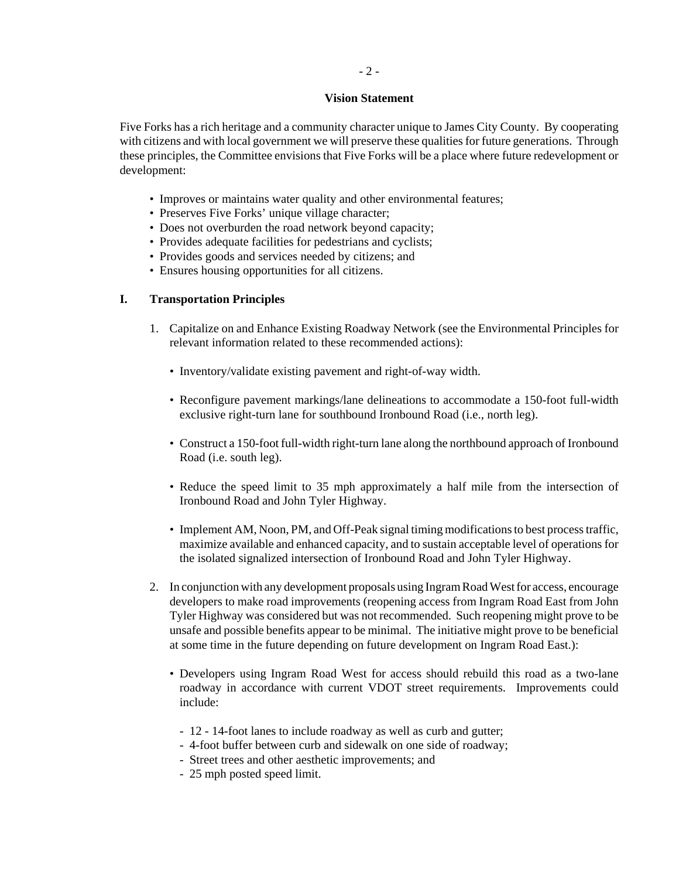### Vision Statement

Five Forks has a rich heritage and a community character unique to James City County. By cooperating with citizens and with local government we will preserve these qualities for future generations. Through these principles, the Committee envisions that Five Forks will be a place where future redevelopment or development:

- Improves or maintains water quality and other environmental features;
- Preserves Five Forks' unique village character;
- Does not overburden the road network beyond capacity;
- Provides adequate facilities for pedestrians and cyclists;
- Provides goods and services needed by citizens; and
- Ensures housing opportunities for all citizens.

## I. Transportation Principles

1. Capitalize on and Enhance Existing Roadway Network (see the Environmental Principles for relevant information related to these recommended actions):

   - Inventory/validate existing pavement and right-of-way width.

   - Reconfigure pavement markings/lane delineations to accommodate a 150-foot full-width exclusive right-turn lane for southbound Ironbound Road (i.e., north leg).

   - Construct a 150-foot full-width right-turn lane along the northbound approach of Ironbound Road (i.e. south leg).

   - Reduce the speed limit to 35 mph approximately a half mile from the intersection of Ironbound Road and John Tyler Highway.

   - Implement AM, Noon, PM, and Off-Peak signal timing modifications to best process traffic, maximize available and enhanced capacity, and to sustain acceptable level of operations for the isolated signalized intersection of Ironbound Road and John Tyler Highway.

2. In conjunction with any development proposals using Ingram Road West for access, encourage developers to make road improvements (reopening access from Ingram Road East from John Tyler Highway was considered but was not recommended. Such reopening might prove to be unsafe and possible benefits appear to be minimal. The initiative might prove to be beneficial at some time in the future depending on future development on Ingram Road East.):

   - Developers using Ingram Road West for access should rebuild this road as a two-lane roadway in accordance with current VDOT street requirements. Improvements could include:

     - 12 - 14-foot lanes to include roadway as well as curb and gutter;
     - 4-foot buffer between curb and sidewalk on one side of roadway;
     - Street trees and other aesthetic improvements; and
     - 25 mph posted speed limit.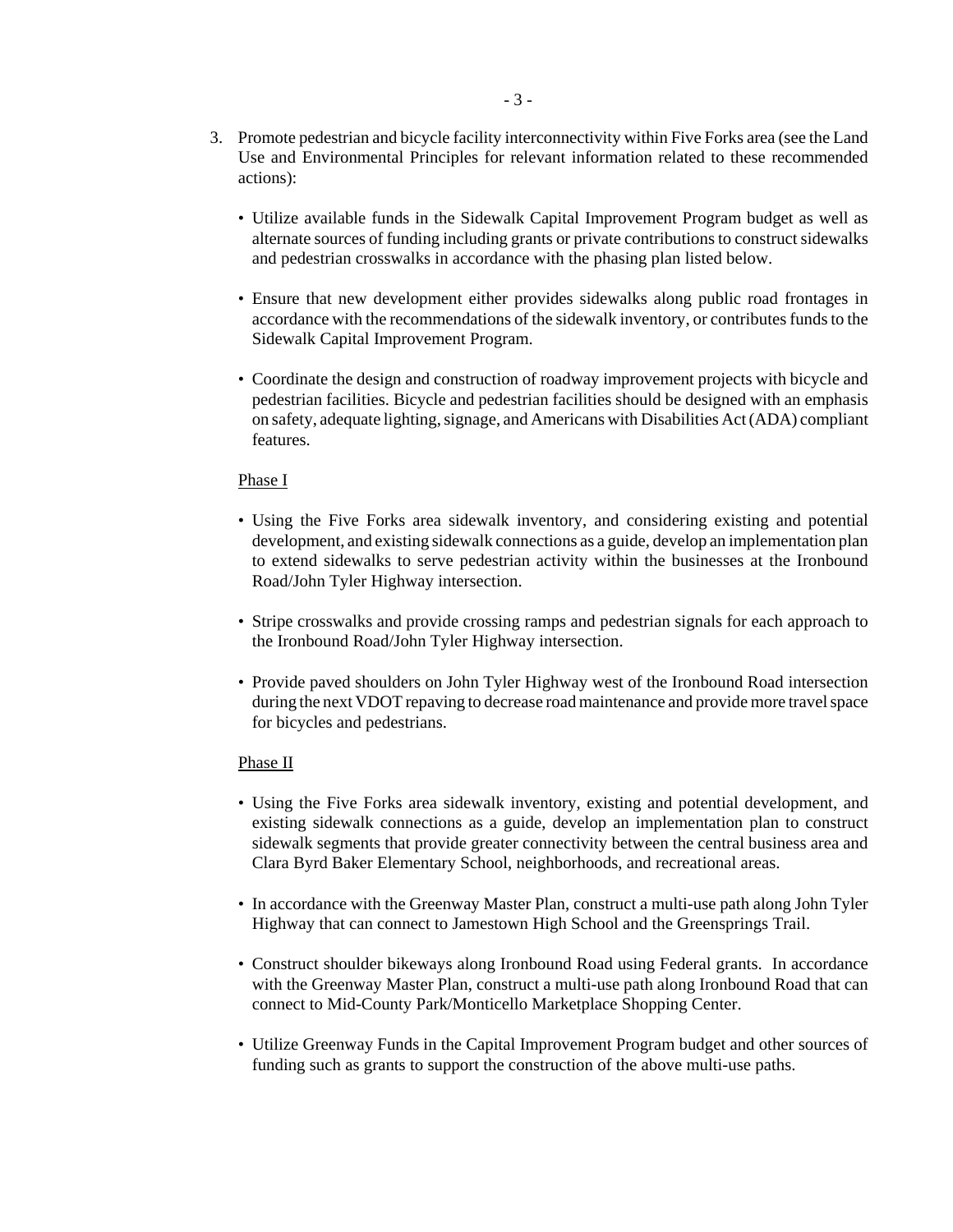3. Promote pedestrian and bicycle facility interconnectivity within Five Forks area (see the Land Use and Environmental Principles for relevant information related to these recommended actions):

   - Utilize available funds in the Sidewalk Capital Improvement Program budget as well as alternate sources of funding including grants or private contributions to construct sidewalks and pedestrian crosswalks in accordance with the phasing plan listed below.

   - Ensure that new development either provides sidewalks along public road frontages in accordance with the recommendations of the sidewalk inventory, or contributes funds to the Sidewalk Capital Improvement Program.

   - Coordinate the design and construction of roadway improvement projects with bicycle and pedestrian facilities. Bicycle and pedestrian facilities should be designed with an emphasis on safety, adequate lighting, signage, and Americans with Disabilities Act (ADA) compliant features.

   Phase I

   - Using the Five Forks area sidewalk inventory, and considering existing and potential development, and existing sidewalk connections as a guide, develop an implementation plan to extend sidewalks to serve pedestrian activity within the businesses at the Ironbound Road/John Tyler Highway intersection.

   - Stripe crosswalks and provide crossing ramps and pedestrian signals for each approach to the Ironbound Road/John Tyler Highway intersection.

   - Provide paved shoulders on John Tyler Highway west of the Ironbound Road intersection during the next VDOT repaving to decrease road maintenance and provide more travel space for bicycles and pedestrians.

   Phase II

   - Using the Five Forks area sidewalk inventory, existing and potential development, and existing sidewalk connections as a guide, develop an implementation plan to construct sidewalk segments that provide greater connectivity between the central business area and Clara Byrd Baker Elementary School, neighborhoods, and recreational areas.

   - In accordance with the Greenway Master Plan, construct a multi-use path along John Tyler Highway that can connect to Jamestown High School and the Greensprings Trail.

   - Construct shoulder bikeways along Ironbound Road using Federal grants. In accordance with the Greenway Master Plan, construct a multi-use path along Ironbound Road that can connect to Mid-County Park/Monticello Marketplace Shopping Center.

   - Utilize Greenway Funds in the Capital Improvement Program budget and other sources of funding such as grants to support the construction of the above multi-use paths.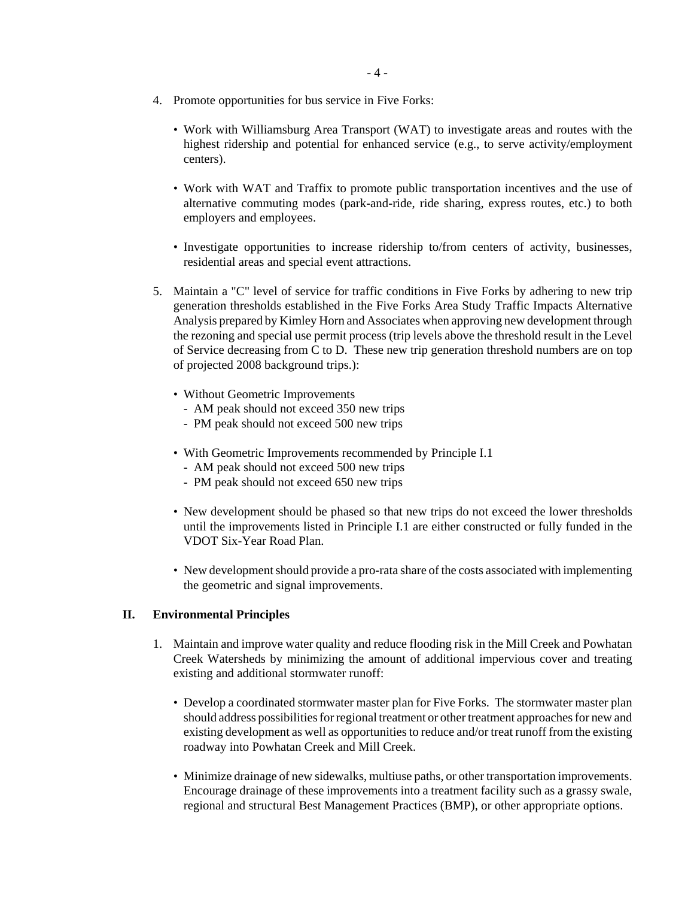4. Promote opportunities for bus service in Five Forks:

   • Work with Williamsburg Area Transport (WAT) to investigate areas and routes with the highest ridership and potential for enhanced service (e.g., to serve activity/employment centers).

   • Work with WAT and Traffix to promote public transportation incentives and the use of alternative commuting modes (park-and-ride, ride sharing, express routes, etc.) to both employers and employees.

   • Investigate opportunities to increase ridership to/from centers of activity, businesses, residential areas and special event attractions.

5. Maintain a "C" level of service for traffic conditions in Five Forks by adhering to new trip generation thresholds established in the Five Forks Area Study Traffic Impacts Alternative Analysis prepared by Kimley Horn and Associates when approving new development through the rezoning and special use permit process (trip levels above the threshold result in the Level of Service decreasing from C to D. These new trip generation threshold numbers are on top of projected 2008 background trips.):

   • Without Geometric Improvements
     - AM peak should not exceed 350 new trips
     - PM peak should not exceed 500 new trips

   • With Geometric Improvements recommended by Principle I.1
     - AM peak should not exceed 500 new trips
     - PM peak should not exceed 650 new trips

   • New development should be phased so that new trips do not exceed the lower thresholds until the improvements listed in Principle I.1 are either constructed or fully funded in the VDOT Six-Year Road Plan.

   • New development should provide a pro-rata share of the costs associated with implementing the geometric and signal improvements.

## II. Environmental Principles

1. Maintain and improve water quality and reduce flooding risk in the Mill Creek and Powhatan Creek Watersheds by minimizing the amount of additional impervious cover and treating existing and additional stormwater runoff:

   • Develop a coordinated stormwater master plan for Five Forks. The stormwater master plan should address possibilities for regional treatment or other treatment approaches for new and existing development as well as opportunities to reduce and/or treat runoff from the existing roadway into Powhatan Creek and Mill Creek.

   • Minimize drainage of new sidewalks, multiuse paths, or other transportation improvements. Encourage drainage of these improvements into a treatment facility such as a grassy swale, regional and structural Best Management Practices (BMP), or other appropriate options.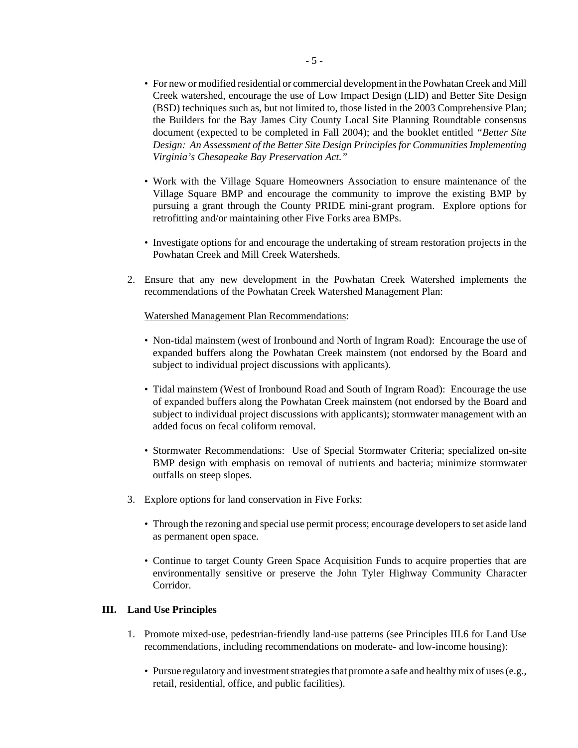- For new or modified residential or commercial development in the Powhatan Creek and Mill Creek watershed, encourage the use of Low Impact Design (LID) and Better Site Design (BSD) techniques such as, but not limited to, those listed in the 2003 Comprehensive Plan; the Builders for the Bay James City County Local Site Planning Roundtable consensus document (expected to be completed in Fall 2004); and the booklet entitled *"Better Site Design: An Assessment of the Better Site Design Principles for Communities Implementing Virginia's Chesapeake Bay Preservation Act."*

- Work with the Village Square Homeowners Association to ensure maintenance of the Village Square BMP and encourage the community to improve the existing BMP by pursuing a grant through the County PRIDE mini-grant program. Explore options for retrofitting and/or maintaining other Five Forks area BMPs.

- Investigate options for and encourage the undertaking of stream restoration projects in the Powhatan Creek and Mill Creek Watersheds.

2. Ensure that any new development in the Powhatan Creek Watershed implements the recommendations of the Powhatan Creek Watershed Management Plan:

   <u>Watershed Management Plan Recommendations</u>:

   - Non-tidal mainstem (west of Ironbound and North of Ingram Road): Encourage the use of expanded buffers along the Powhatan Creek mainstem (not endorsed by the Board and subject to individual project discussions with applicants).

   - Tidal mainstem (West of Ironbound Road and South of Ingram Road): Encourage the use of expanded buffers along the Powhatan Creek mainstem (not endorsed by the Board and subject to individual project discussions with applicants); stormwater management with an added focus on fecal coliform removal.

   - Stormwater Recommendations: Use of Special Stormwater Criteria; specialized on-site BMP design with emphasis on removal of nutrients and bacteria; minimize stormwater outfalls on steep slopes.

3. Explore options for land conservation in Five Forks:

   - Through the rezoning and special use permit process; encourage developers to set aside land as permanent open space.

   - Continue to target County Green Space Acquisition Funds to acquire properties that are environmentally sensitive or preserve the John Tyler Highway Community Character Corridor.

## III. Land Use Principles

1. Promote mixed-use, pedestrian-friendly land-use patterns (see Principles III.6 for Land Use recommendations, including recommendations on moderate- and low-income housing):

   - Pursue regulatory and investment strategies that promote a safe and healthy mix of uses (e.g., retail, residential, office, and public facilities).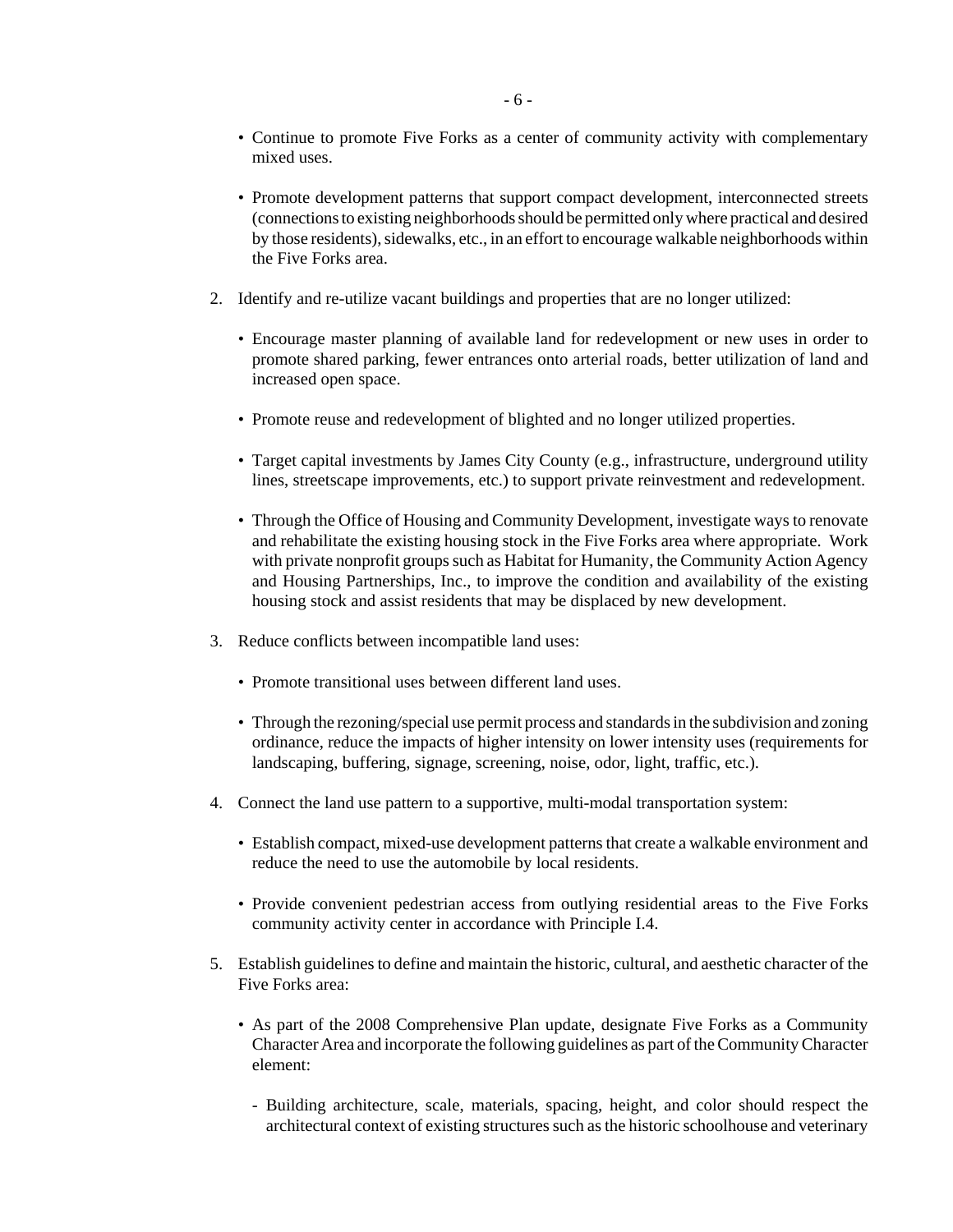- Continue to promote Five Forks as a center of community activity with complementary mixed uses.

- Promote development patterns that support compact development, interconnected streets (connections to existing neighborhoods should be permitted only where practical and desired by those residents), sidewalks, etc., in an effort to encourage walkable neighborhoods within the Five Forks area.

2. Identify and re-utilize vacant buildings and properties that are no longer utilized:

   - Encourage master planning of available land for redevelopment or new uses in order to promote shared parking, fewer entrances onto arterial roads, better utilization of land and increased open space.

   - Promote reuse and redevelopment of blighted and no longer utilized properties.

   - Target capital investments by James City County (e.g., infrastructure, underground utility lines, streetscape improvements, etc.) to support private reinvestment and redevelopment.

   - Through the Office of Housing and Community Development, investigate ways to renovate and rehabilitate the existing housing stock in the Five Forks area where appropriate. Work with private nonprofit groups such as Habitat for Humanity, the Community Action Agency and Housing Partnerships, Inc., to improve the condition and availability of the existing housing stock and assist residents that may be displaced by new development.

3. Reduce conflicts between incompatible land uses:

   - Promote transitional uses between different land uses.

   - Through the rezoning/special use permit process and standards in the subdivision and zoning ordinance, reduce the impacts of higher intensity on lower intensity uses (requirements for landscaping, buffering, signage, screening, noise, odor, light, traffic, etc.).

4. Connect the land use pattern to a supportive, multi-modal transportation system:

   - Establish compact, mixed-use development patterns that create a walkable environment and reduce the need to use the automobile by local residents.

   - Provide convenient pedestrian access from outlying residential areas to the Five Forks community activity center in accordance with Principle I.4.

5. Establish guidelines to define and maintain the historic, cultural, and aesthetic character of the Five Forks area:

   - As part of the 2008 Comprehensive Plan update, designate Five Forks as a Community Character Area and incorporate the following guidelines as part of the Community Character element:

     - Building architecture, scale, materials, spacing, height, and color should respect the architectural context of existing structures such as the historic schoolhouse and veterinary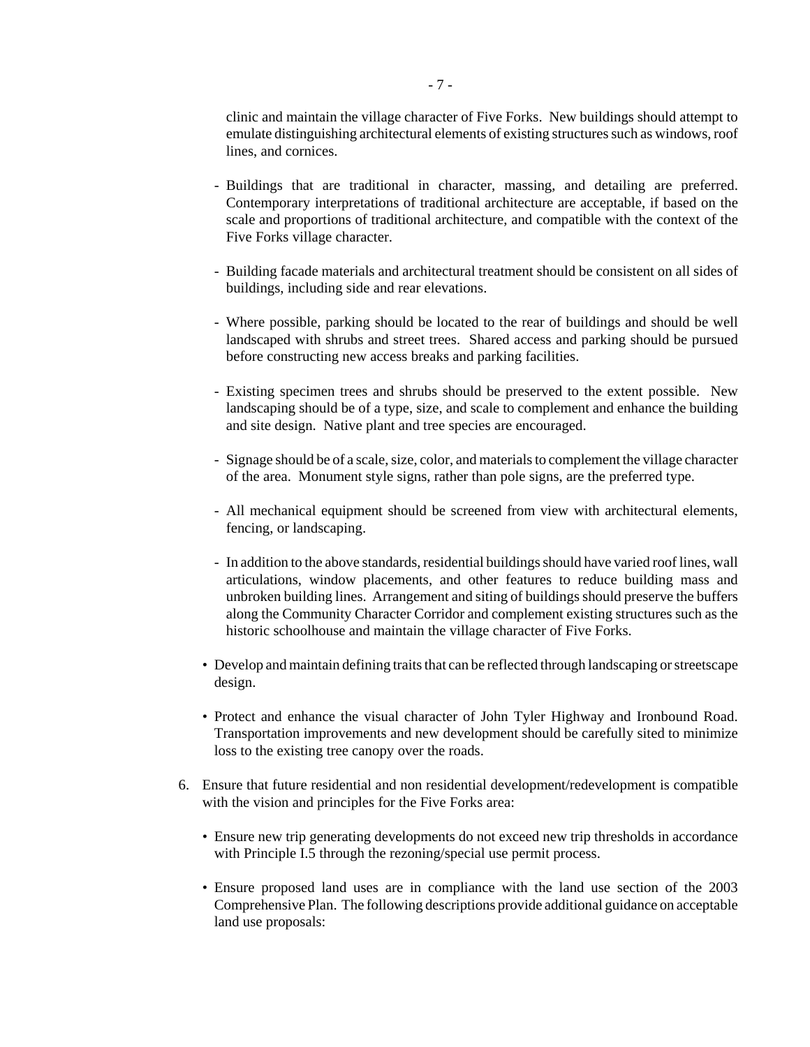clinic and maintain the village character of Five Forks. New buildings should attempt to emulate distinguishing architectural elements of existing structures such as windows, roof lines, and cornices.

- Buildings that are traditional in character, massing, and detailing are preferred. Contemporary interpretations of traditional architecture are acceptable, if based on the scale and proportions of traditional architecture, and compatible with the context of the Five Forks village character.

- Building facade materials and architectural treatment should be consistent on all sides of buildings, including side and rear elevations.

- Where possible, parking should be located to the rear of buildings and should be well landscaped with shrubs and street trees. Shared access and parking should be pursued before constructing new access breaks and parking facilities.

- Existing specimen trees and shrubs should be preserved to the extent possible. New landscaping should be of a type, size, and scale to complement and enhance the building and site design. Native plant and tree species are encouraged.

- Signage should be of a scale, size, color, and materials to complement the village character of the area. Monument style signs, rather than pole signs, are the preferred type.

- All mechanical equipment should be screened from view with architectural elements, fencing, or landscaping.

- In addition to the above standards, residential buildings should have varied roof lines, wall articulations, window placements, and other features to reduce building mass and unbroken building lines. Arrangement and siting of buildings should preserve the buffers along the Community Character Corridor and complement existing structures such as the historic schoolhouse and maintain the village character of Five Forks.

• Develop and maintain defining traits that can be reflected through landscaping or streetscape design.

• Protect and enhance the visual character of John Tyler Highway and Ironbound Road. Transportation improvements and new development should be carefully sited to minimize loss to the existing tree canopy over the roads.

6. Ensure that future residential and non residential development/redevelopment is compatible with the vision and principles for the Five Forks area:

   • Ensure new trip generating developments do not exceed new trip thresholds in accordance with Principle I.5 through the rezoning/special use permit process.

   • Ensure proposed land uses are in compliance with the land use section of the 2003 Comprehensive Plan. The following descriptions provide additional guidance on acceptable land use proposals: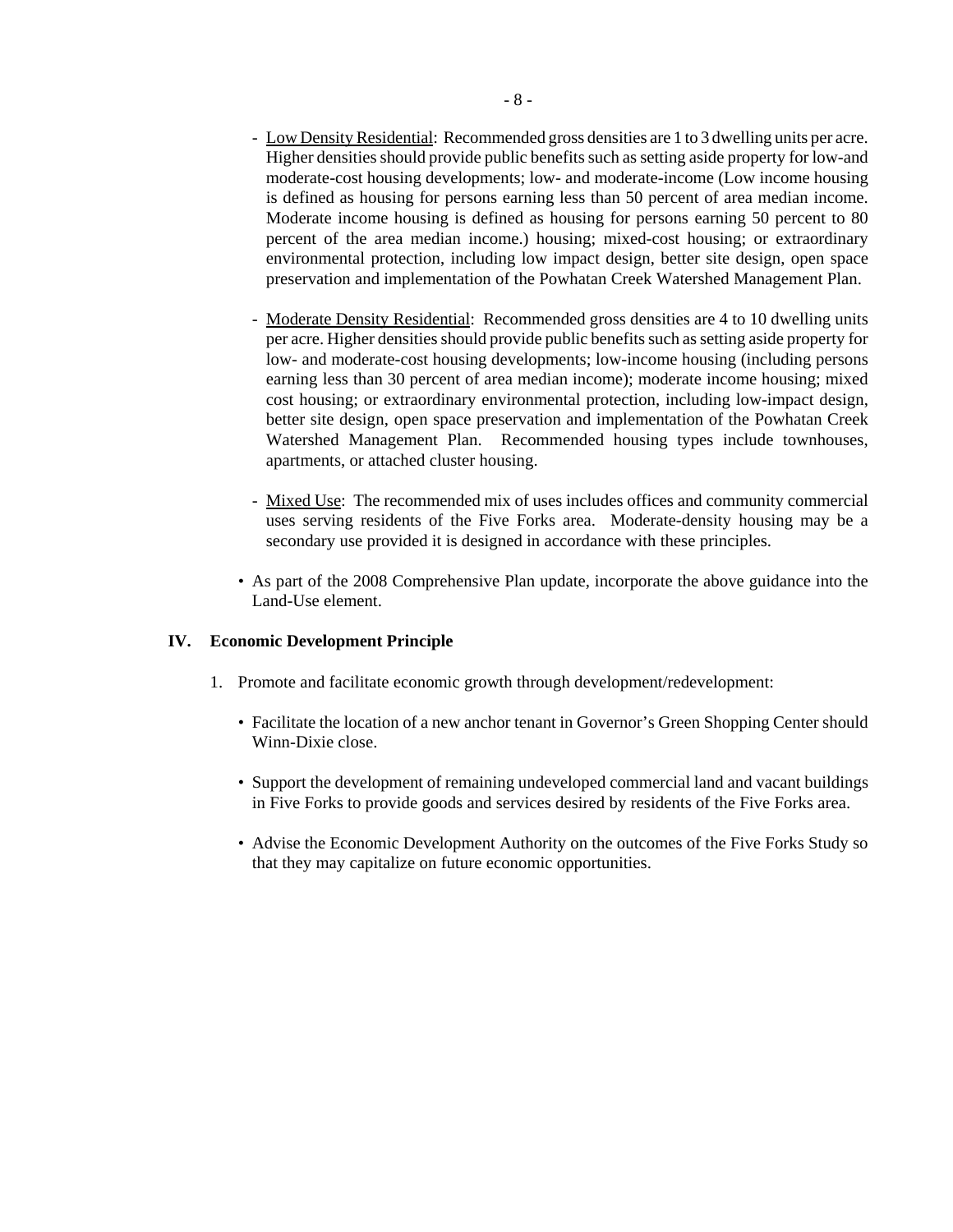- Low Density Residential: Recommended gross densities are 1 to 3 dwelling units per acre. Higher densities should provide public benefits such as setting aside property for low-and moderate-cost housing developments; low- and moderate-income (Low income housing is defined as housing for persons earning less than 50 percent of area median income. Moderate income housing is defined as housing for persons earning 50 percent to 80 percent of the area median income.) housing; mixed-cost housing; or extraordinary environmental protection, including low impact design, better site design, open space preservation and implementation of the Powhatan Creek Watershed Management Plan.

- Moderate Density Residential: Recommended gross densities are 4 to 10 dwelling units per acre. Higher densities should provide public benefits such as setting aside property for low- and moderate-cost housing developments; low-income housing (including persons earning less than 30 percent of area median income); moderate income housing; mixed cost housing; or extraordinary environmental protection, including low-impact design, better site design, open space preservation and implementation of the Powhatan Creek Watershed Management Plan. Recommended housing types include townhouses, apartments, or attached cluster housing.

- Mixed Use: The recommended mix of uses includes offices and community commercial uses serving residents of the Five Forks area. Moderate-density housing may be a secondary use provided it is designed in accordance with these principles.

• As part of the 2008 Comprehensive Plan update, incorporate the above guidance into the Land-Use element.

## IV. Economic Development Principle

1. Promote and facilitate economic growth through development/redevelopment:

   • Facilitate the location of a new anchor tenant in Governor's Green Shopping Center should Winn-Dixie close.

   • Support the development of remaining undeveloped commercial land and vacant buildings in Five Forks to provide goods and services desired by residents of the Five Forks area.

   • Advise the Economic Development Authority on the outcomes of the Five Forks Study so that they may capitalize on future economic opportunities.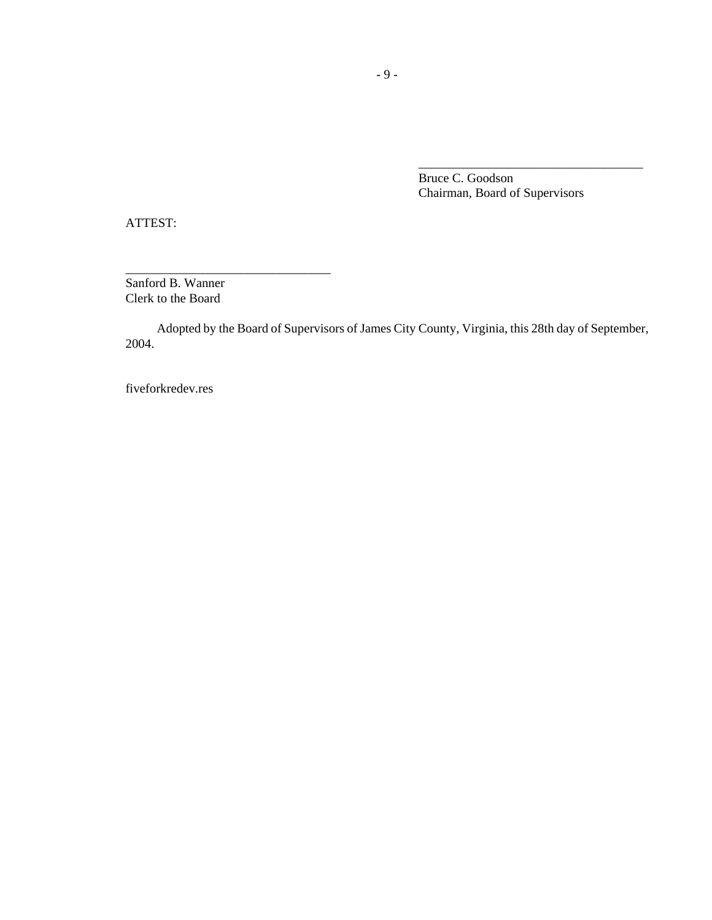\_\_\_\_\_\_\_\_\_\_\_\_\_\_\_\_\_\_\_\_\_\_\_\_\_\_\_\_\_\_\_\_\_\_\_\_

Bruce C. Goodson
Chairman, Board of Supervisors

ATTEST:

\_\_\_\_\_\_\_\_\_\_\_\_\_\_\_\_\_\_\_\_\_\_\_\_\_\_\_\_\_\_\_\_

Sanford B. Wanner
Clerk to the Board

Adopted by the Board of Supervisors of James City County, Virginia, this 28th day of September, 2004.

fiveforkredev.res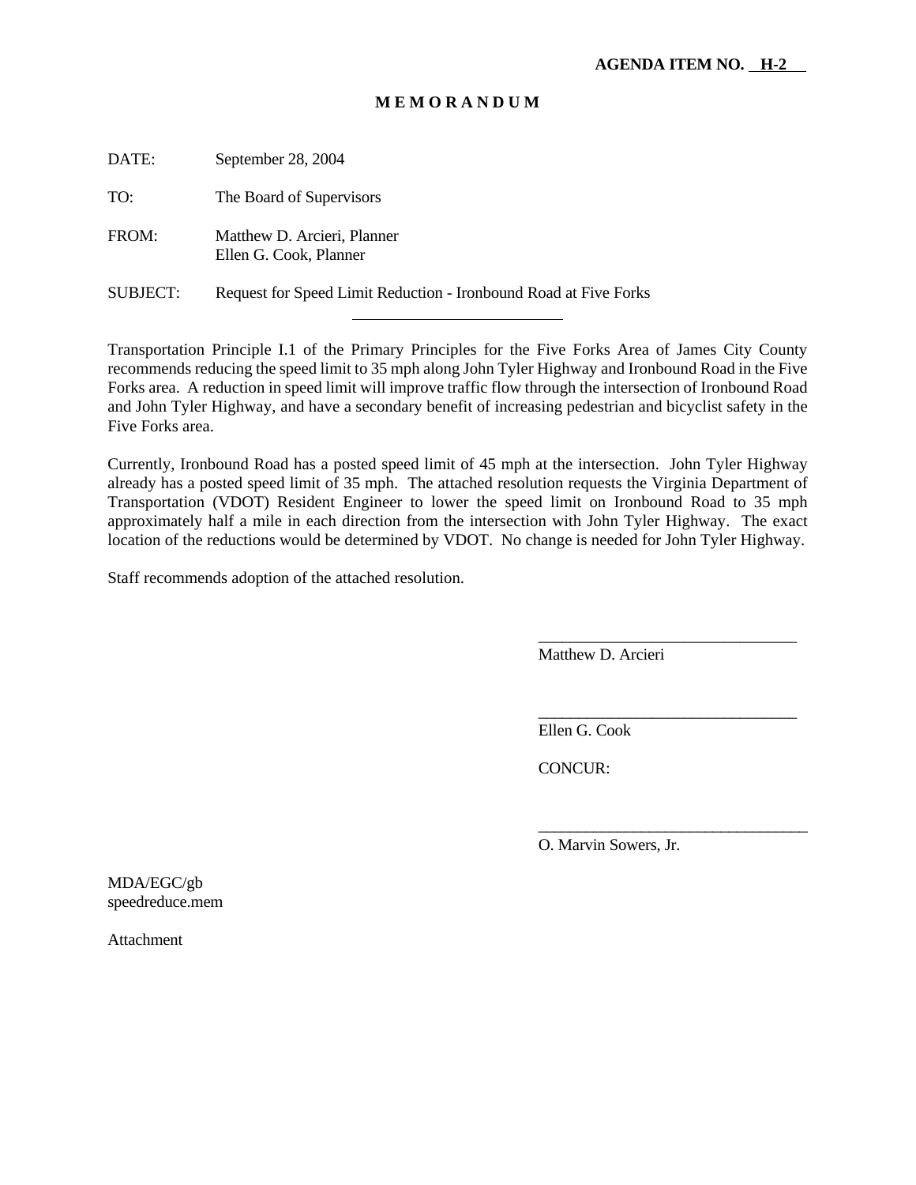**AGENDA ITEM NO. H-2**

# M E M O R A N D U M

DATE: September 28, 2004

TO: The Board of Supervisors

FROM: Matthew D. Arcieri, Planner
Ellen G. Cook, Planner

SUBJECT: Request for Speed Limit Reduction - Ironbound Road at Five Forks

---

Transportation Principle I.1 of the Primary Principles for the Five Forks Area of James City County recommends reducing the speed limit to 35 mph along John Tyler Highway and Ironbound Road in the Five Forks area. A reduction in speed limit will improve traffic flow through the intersection of Ironbound Road and John Tyler Highway, and have a secondary benefit of increasing pedestrian and bicyclist safety in the Five Forks area.

Currently, Ironbound Road has a posted speed limit of 45 mph at the intersection. John Tyler Highway already has a posted speed limit of 35 mph. The attached resolution requests the Virginia Department of Transportation (VDOT) Resident Engineer to lower the speed limit on Ironbound Road to 35 mph approximately half a mile in each direction from the intersection with John Tyler Highway. The exact location of the reductions would be determined by VDOT. No change is needed for John Tyler Highway.

Staff recommends adoption of the attached resolution.

________________________________
Matthew D. Arcieri

________________________________
Ellen G. Cook

CONCUR:

________________________________
O. Marvin Sowers, Jr.

MDA/EGC/gb
speedreduce.mem

Attachment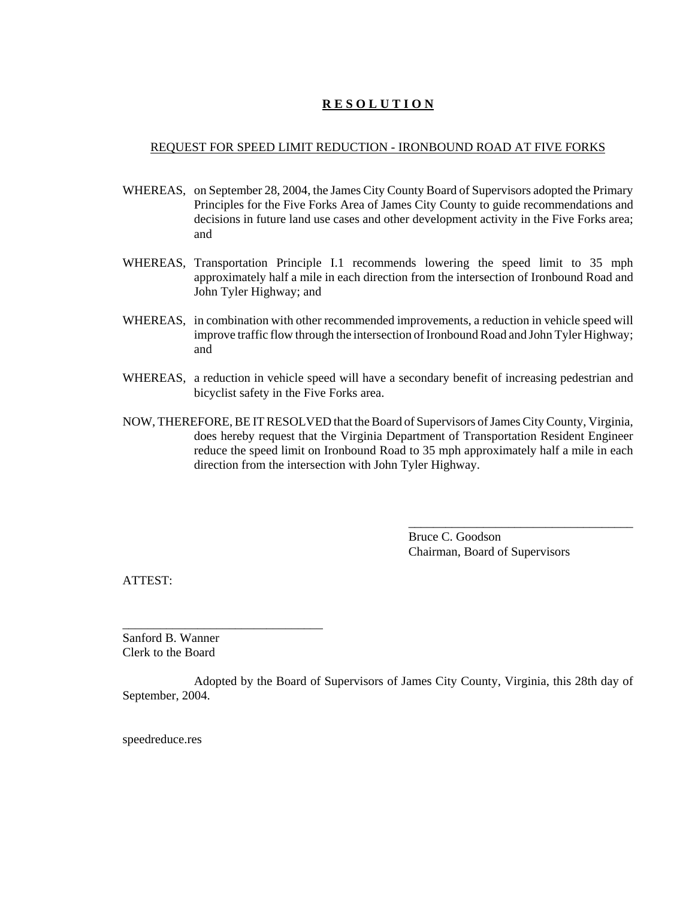# **R E S O L U T I O N**

REQUEST FOR SPEED LIMIT REDUCTION - IRONBOUND ROAD AT FIVE FORKS

WHEREAS, on September 28, 2004, the James City County Board of Supervisors adopted the Primary Principles for the Five Forks Area of James City County to guide recommendations and decisions in future land use cases and other development activity in the Five Forks area; and

WHEREAS, Transportation Principle I.1 recommends lowering the speed limit to 35 mph approximately half a mile in each direction from the intersection of Ironbound Road and John Tyler Highway; and

WHEREAS, in combination with other recommended improvements, a reduction in vehicle speed will improve traffic flow through the intersection of Ironbound Road and John Tyler Highway; and

WHEREAS, a reduction in vehicle speed will have a secondary benefit of increasing pedestrian and bicyclist safety in the Five Forks area.

NOW, THEREFORE, BE IT RESOLVED that the Board of Supervisors of James City County, Virginia, does hereby request that the Virginia Department of Transportation Resident Engineer reduce the speed limit on Ironbound Road to 35 mph approximately half a mile in each direction from the intersection with John Tyler Highway.

\_\_\_\_\_\_\_\_\_\_\_\_\_\_\_\_\_\_\_\_\_\_\_\_\_\_\_\_\_\_\_\_\_\_\_\_

Bruce C. Goodson
Chairman, Board of Supervisors

ATTEST:

\_\_\_\_\_\_\_\_\_\_\_\_\_\_\_\_\_\_\_\_\_\_\_\_\_\_\_\_\_\_\_\_

Sanford B. Wanner
Clerk to the Board

Adopted by the Board of Supervisors of James City County, Virginia, this 28th day of September, 2004.

speedreduce.res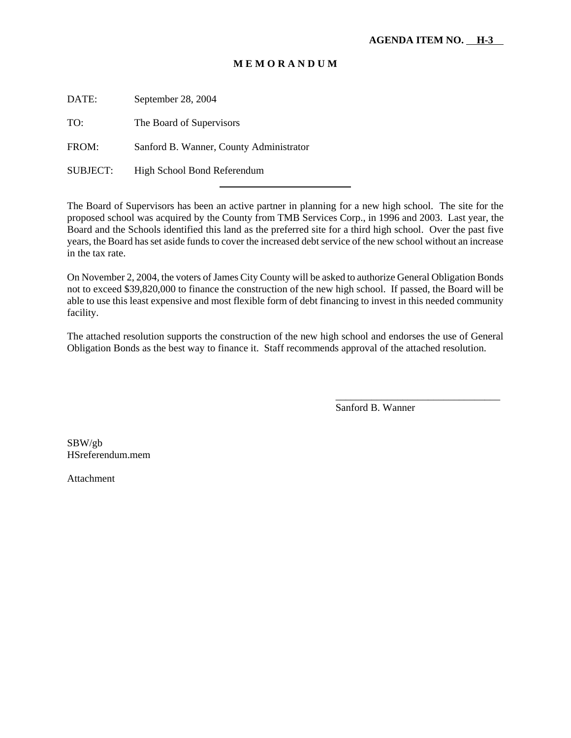**AGENDA ITEM NO. H-3**

# M E M O R A N D U M

DATE: September 28, 2004

TO: The Board of Supervisors

FROM: Sanford B. Wanner, County Administrator

SUBJECT: High School Bond Referendum

---

The Board of Supervisors has been an active partner in planning for a new high school. The site for the proposed school was acquired by the County from TMB Services Corp., in 1996 and 2003. Last year, the Board and the Schools identified this land as the preferred site for a third high school. Over the past five years, the Board has set aside funds to cover the increased debt service of the new school without an increase in the tax rate.

On November 2, 2004, the voters of James City County will be asked to authorize General Obligation Bonds not to exceed $39,820,000 to finance the construction of the new high school. If passed, the Board will be able to use this least expensive and most flexible form of debt financing to invest in this needed community facility.

The attached resolution supports the construction of the new high school and endorses the use of General Obligation Bonds as the best way to finance it. Staff recommends approval of the attached resolution.

\_\_\_\_\_\_\_\_\_\_\_\_\_\_\_\_\_\_\_\_\_\_\_\_\_\_\_\_\_\_\_\_\_\_

Sanford B. Wanner

SBW/gb
HSreferendum.mem

Attachment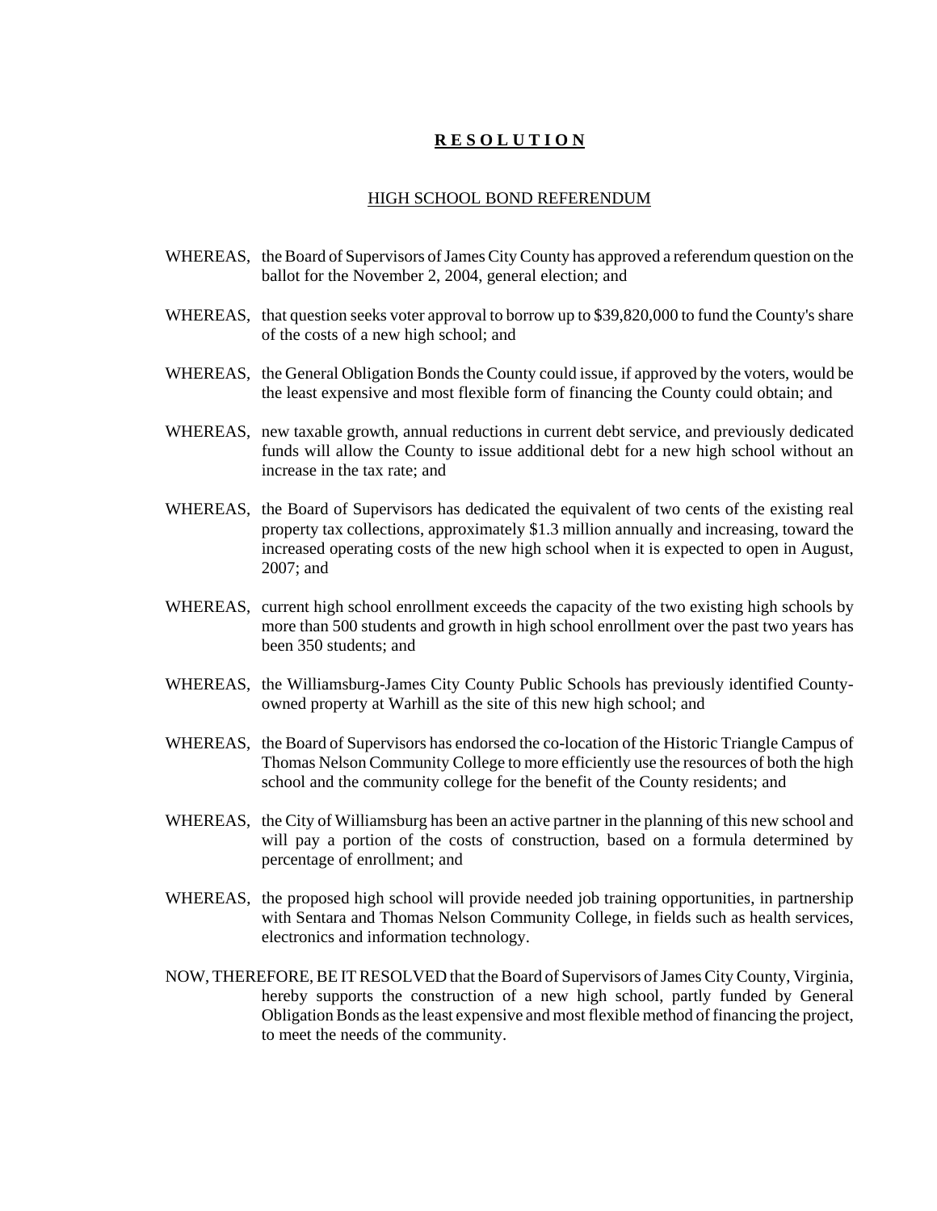# **R E S O L U T I O N**

## HIGH SCHOOL BOND REFERENDUM

WHEREAS, the Board of Supervisors of James City County has approved a referendum question on the ballot for the November 2, 2004, general election; and

WHEREAS, that question seeks voter approval to borrow up to $39,820,000 to fund the County's share of the costs of a new high school; and

WHEREAS, the General Obligation Bonds the County could issue, if approved by the voters, would be the least expensive and most flexible form of financing the County could obtain; and

WHEREAS, new taxable growth, annual reductions in current debt service, and previously dedicated funds will allow the County to issue additional debt for a new high school without an increase in the tax rate; and

WHEREAS, the Board of Supervisors has dedicated the equivalent of two cents of the existing real property tax collections, approximately $1.3 million annually and increasing, toward the increased operating costs of the new high school when it is expected to open in August, 2007; and

WHEREAS, current high school enrollment exceeds the capacity of the two existing high schools by more than 500 students and growth in high school enrollment over the past two years has been 350 students; and

WHEREAS, the Williamsburg-James City County Public Schools has previously identified County-owned property at Warhill as the site of this new high school; and

WHEREAS, the Board of Supervisors has endorsed the co-location of the Historic Triangle Campus of Thomas Nelson Community College to more efficiently use the resources of both the high school and the community college for the benefit of the County residents; and

WHEREAS, the City of Williamsburg has been an active partner in the planning of this new school and will pay a portion of the costs of construction, based on a formula determined by percentage of enrollment; and

WHEREAS, the proposed high school will provide needed job training opportunities, in partnership with Sentara and Thomas Nelson Community College, in fields such as health services, electronics and information technology.

NOW, THEREFORE, BE IT RESOLVED that the Board of Supervisors of James City County, Virginia, hereby supports the construction of a new high school, partly funded by General Obligation Bonds as the least expensive and most flexible method of financing the project, to meet the needs of the community.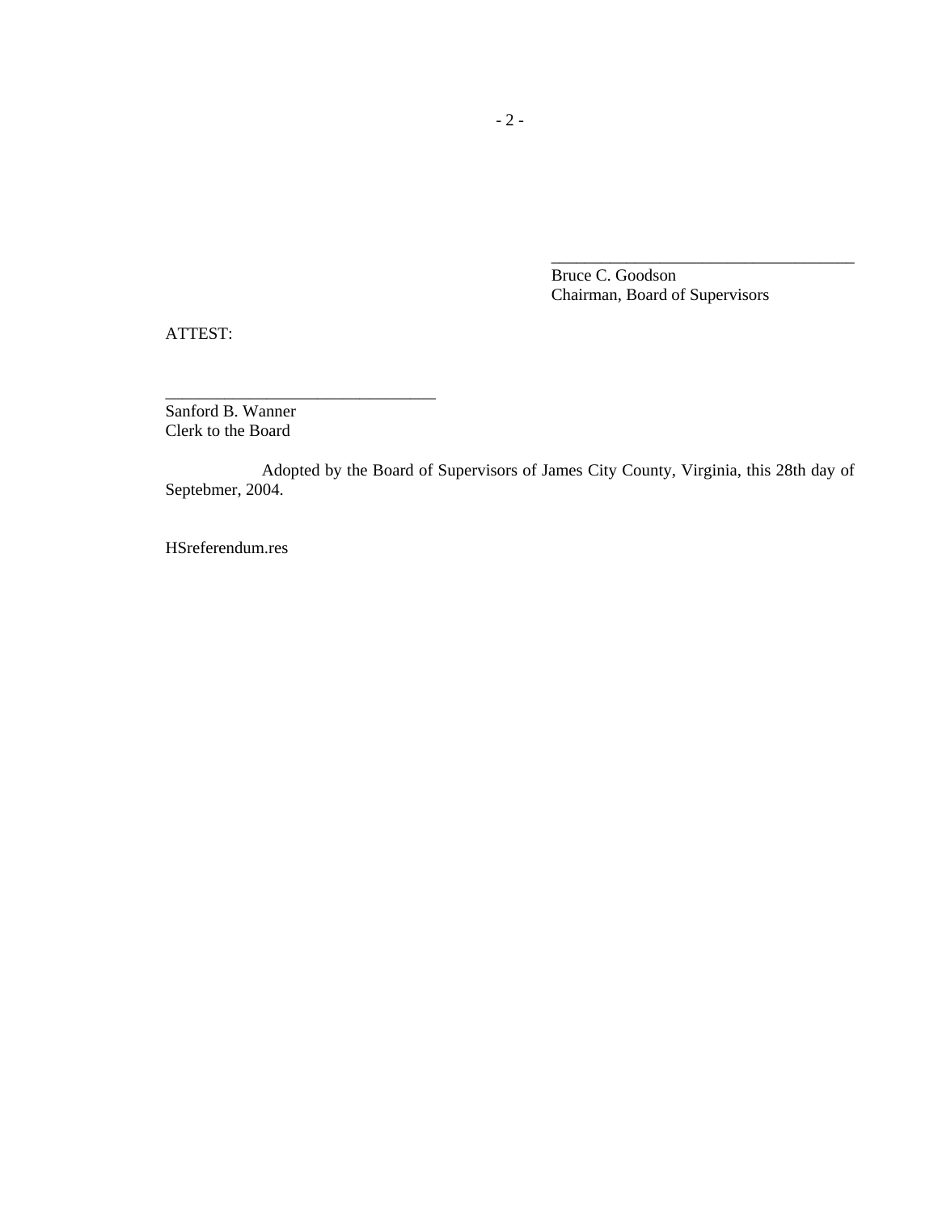\_\_\_\_\_\_\_\_\_\_\_\_\_\_\_\_\_\_\_\_\_\_\_\_\_\_\_\_\_\_\_\_\_\_\_\_\_\_
Bruce C. Goodson
Chairman, Board of Supervisors

ATTEST:

\_\_\_\_\_\_\_\_\_\_\_\_\_\_\_\_\_\_\_\_\_\_\_\_\_\_\_\_\_\_\_\_\_\_
Sanford B. Wanner
Clerk to the Board

Adopted by the Board of Supervisors of James City County, Virginia, this 28th day of Septebmer, 2004.

HSreferendum.res